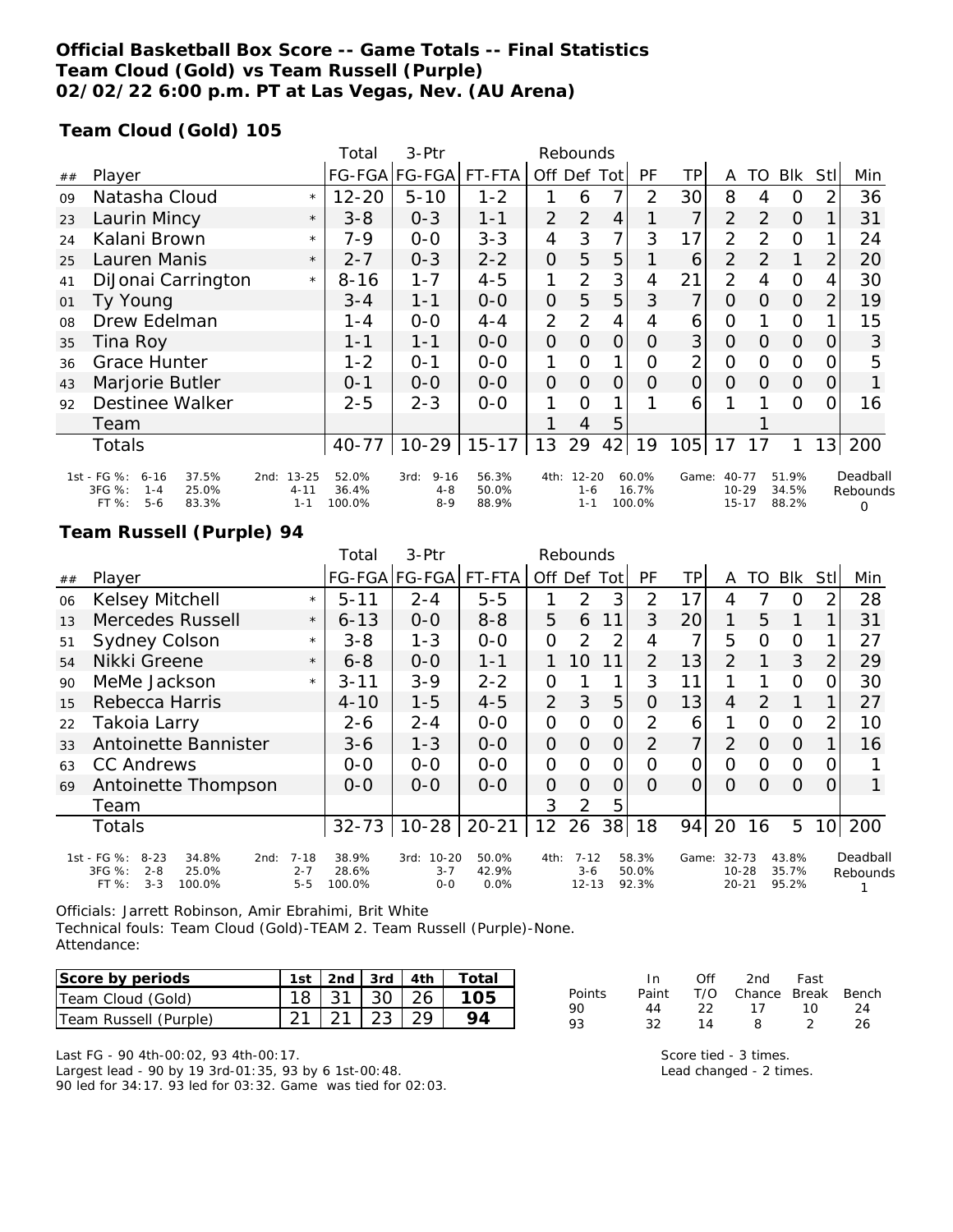# Official Basketball Box Score -- Game Totals -- Final Statistics
**Team Cloud (Gold) vs Team Russell (Purple)**
**02/02/22 6:00 p.m. PT at Las Vegas, Nev. (AU Arena)**

## Team Cloud (Gold) 105

| ## | Player | | Total FG-FGA | 3-Ptr FG-FGA | FT-FTA | Rebounds Off | Def | Tot | PF | TP | A | TO | Blk | Stl | Min |
|---|---|---|---|---|---|---|---|---|---|---|---|---|---|---|---|
| 09 | Natasha Cloud | * | 12-20 | 5-10 | 1-2 | 1 | 6 | 7 | 2 | 30 | 8 | 4 | 0 | 2 | 36 |
| 23 | Laurin Mincy | * | 3-8 | 0-3 | 1-1 | 2 | 2 | 4 | 1 | 7 | 2 | 2 | 0 | 1 | 31 |
| 24 | Kalani Brown | * | 7-9 | 0-0 | 3-3 | 4 | 3 | 7 | 3 | 17 | 2 | 2 | 0 | 1 | 24 |
| 25 | Lauren Manis | * | 2-7 | 0-3 | 2-2 | 0 | 5 | 5 | 1 | 6 | 2 | 2 | 1 | 2 | 20 |
| 41 | DiJonai Carrington | * | 8-16 | 1-7 | 4-5 | 1 | 2 | 3 | 4 | 21 | 2 | 4 | 0 | 4 | 30 |
| 01 | Ty Young | | 3-4 | 1-1 | 0-0 | 0 | 5 | 5 | 3 | 7 | 0 | 0 | 0 | 2 | 19 |
| 08 | Drew Edelman | | 1-4 | 0-0 | 4-4 | 2 | 2 | 4 | 4 | 6 | 0 | 1 | 0 | 1 | 15 |
| 35 | Tina Roy | | 1-1 | 1-1 | 0-0 | 0 | 0 | 0 | 0 | 3 | 0 | 0 | 0 | 0 | 3 |
| 36 | Grace Hunter | | 1-2 | 0-1 | 0-0 | 1 | 0 | 1 | 0 | 2 | 0 | 0 | 0 | 0 | 5 |
| 43 | Marjorie Butler | | 0-1 | 0-0 | 0-0 | 0 | 0 | 0 | 0 | 0 | 0 | 0 | 0 | 0 | 1 |
| 92 | Destinee Walker | | 2-5 | 2-3 | 0-0 | 1 | 0 | 1 | 1 | 6 | 1 | 1 | 0 | 0 | 16 |
| | Team | | | | | 1 | 4 | 5 | | | | 1 | | | |
| | Totals | | 40-77 | 10-29 | 15-17 | 13 | 29 | 42 | 19 | 105 | 17 | 17 | 1 | 13 | 200 |

| | 1st | | 2nd | | 3rd | | 4th | | Game | | Deadball Rebounds |
|---|---|---|---|---|---|---|---|---|---|---|---|
| FG % | 6-16 | 37.5% | 13-25 | 52.0% | 9-16 | 56.3% | 12-20 | 60.0% | 40-77 | 51.9% | 0 |
| 3FG % | 1-4 | 25.0% | 4-11 | 36.4% | 4-8 | 50.0% | 1-6 | 16.7% | 10-29 | 34.5% | |
| FT % | 5-6 | 83.3% | 1-1 | 100.0% | 8-9 | 88.9% | 1-1 | 100.0% | 15-17 | 88.2% | |

## Team Russell (Purple) 94

| ## | Player | | Total FG-FGA | 3-Ptr FG-FGA | FT-FTA | Rebounds Off | Def | Tot | PF | TP | A | TO | Blk | Stl | Min |
|---|---|---|---|---|---|---|---|---|---|---|---|---|---|---|---|
| 06 | Kelsey Mitchell | * | 5-11 | 2-4 | 5-5 | 1 | 2 | 3 | 2 | 17 | 4 | 7 | 0 | 2 | 28 |
| 13 | Mercedes Russell | * | 6-13 | 0-0 | 8-8 | 5 | 6 | 11 | 3 | 20 | 1 | 5 | 1 | 1 | 31 |
| 51 | Sydney Colson | * | 3-8 | 1-3 | 0-0 | 0 | 2 | 2 | 4 | 7 | 5 | 0 | 0 | 1 | 27 |
| 54 | Nikki Greene | * | 6-8 | 0-0 | 1-1 | 1 | 10 | 11 | 2 | 13 | 2 | 1 | 3 | 2 | 29 |
| 90 | MeMe Jackson | * | 3-11 | 3-9 | 2-2 | 0 | 1 | 1 | 3 | 11 | 1 | 1 | 0 | 0 | 30 |
| 15 | Rebecca Harris | | 4-10 | 1-5 | 4-5 | 2 | 3 | 5 | 0 | 13 | 4 | 2 | 1 | 1 | 27 |
| 22 | Takoia Larry | | 2-6 | 2-4 | 0-0 | 0 | 0 | 0 | 2 | 6 | 1 | 0 | 0 | 2 | 10 |
| 33 | Antoinette Bannister | | 3-6 | 1-3 | 0-0 | 0 | 0 | 0 | 2 | 7 | 2 | 0 | 0 | 1 | 16 |
| 63 | CC Andrews | | 0-0 | 0-0 | 0-0 | 0 | 0 | 0 | 0 | 0 | 0 | 0 | 0 | 0 | 1 |
| 69 | Antoinette Thompson | | 0-0 | 0-0 | 0-0 | 0 | 0 | 0 | 0 | 0 | 0 | 0 | 0 | 0 | 1 |
| | Team | | | | | 3 | 2 | 5 | | | | | | | |
| | Totals | | 32-73 | 10-28 | 20-21 | 12 | 26 | 38 | 18 | 94 | 20 | 16 | 5 | 10 | 200 |

| | 1st | | 2nd | | 3rd | | 4th | | Game | | Deadball Rebounds |
|---|---|---|---|---|---|---|---|---|---|---|---|
| FG % | 8-23 | 34.8% | 7-18 | 38.9% | 10-20 | 50.0% | 7-12 | 58.3% | 32-73 | 43.8% | 1 |
| 3FG % | 2-8 | 25.0% | 2-7 | 28.6% | 3-7 | 42.9% | 3-6 | 50.0% | 10-28 | 35.7% | |
| FT % | 3-3 | 100.0% | 5-5 | 100.0% | 0-0 | 0.0% | 12-13 | 92.3% | 20-21 | 95.2% | |

Officials: Jarrett Robinson, Amir Ebrahimi, Brit White
Technical fouls: Team Cloud (Gold)-TEAM 2. Team Russell (Purple)-None.
Attendance:

| Score by periods | 1st | 2nd | 3rd | 4th | Total |
|---|---|---|---|---|---|
| Team Cloud (Gold) | 18 | 31 | 30 | 26 | 105 |
| Team Russell (Purple) | 21 | 21 | 23 | 29 | 94 |

| Points | In Paint | Off T/O | 2nd Chance | Fast Break | Bench |
|---|---|---|---|---|---|
| 90 | 44 | 22 | 17 | 10 | 24 |
| 93 | 32 | 14 | 8 | 2 | 26 |

Last FG - 90 4th-00:02, 93 4th-00:17.
Largest lead - 90 by 19 3rd-01:35, 93 by 6 1st-00:48.
90 led for 34:17. 93 led for 03:32. Game was tied for 02:03.

Score tied - 3 times.
Lead changed - 2 times.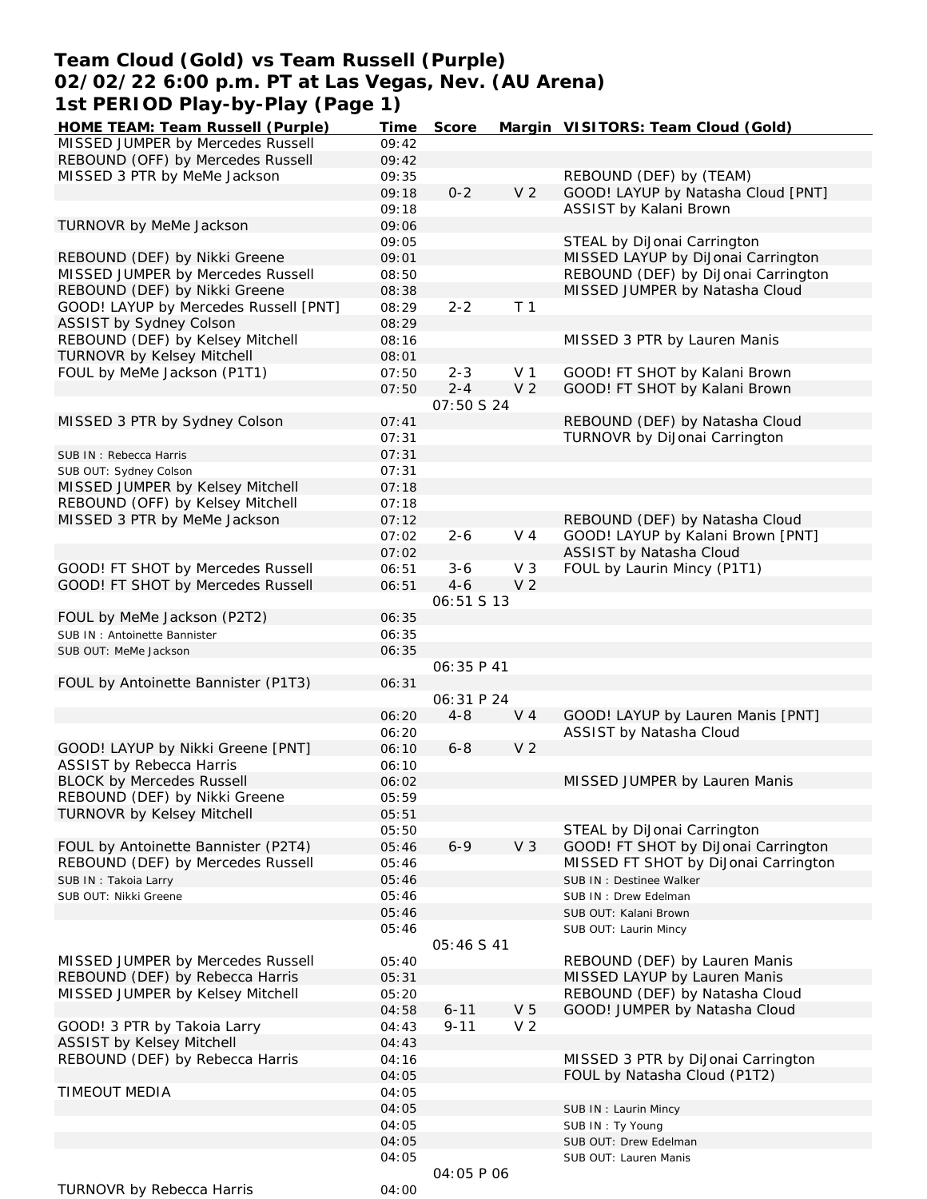# Team Cloud (Gold) vs Team Russell (Purple)
## 02/02/22 6:00 p.m. PT at Las Vegas, Nev. (AU Arena)
## 1st PERIOD Play-by-Play (Page 1)

| HOME TEAM: Team Russell (Purple) | Time | Score | Margin | VISITORS: Team Cloud (Gold) |
|---|---|---|---|---|
| MISSED JUMPER by Mercedes Russell | 09:42 | | | |
| REBOUND (OFF) by Mercedes Russell | 09:42 | | | |
| MISSED 3 PTR by MeMe Jackson | 09:35 | | | REBOUND (DEF) by (TEAM) |
| | 09:18 | 0-2 | V 2 | GOOD! LAYUP by Natasha Cloud [PNT] |
| | 09:18 | | | ASSIST by Kalani Brown |
| TURNOVR by MeMe Jackson | 09:06 | | | |
| | 09:05 | | | STEAL by DiJonai Carrington |
| REBOUND (DEF) by Nikki Greene | 09:01 | | | MISSED LAYUP by DiJonai Carrington |
| MISSED JUMPER by Mercedes Russell | 08:50 | | | REBOUND (DEF) by DiJonai Carrington |
| REBOUND (DEF) by Nikki Greene | 08:38 | | | MISSED JUMPER by Natasha Cloud |
| GOOD! LAYUP by Mercedes Russell [PNT] | 08:29 | 2-2 | T 1 | |
| ASSIST by Sydney Colson | 08:29 | | | |
| REBOUND (DEF) by Kelsey Mitchell | 08:16 | | | MISSED 3 PTR by Lauren Manis |
| TURNOVR by Kelsey Mitchell | 08:01 | | | |
| FOUL by MeMe Jackson (P1T1) | 07:50 | 2-3 | V 1 | GOOD! FT SHOT by Kalani Brown |
| | 07:50 | 2-4 | V 2 | GOOD! FT SHOT by Kalani Brown |
| | | 07:50 S 24 | | |
| MISSED 3 PTR by Sydney Colson | 07:41 | | | REBOUND (DEF) by Natasha Cloud |
| | 07:31 | | | TURNOVR by DiJonai Carrington |
| SUB IN : Rebecca Harris | 07:31 | | | |
| SUB OUT: Sydney Colson | 07:31 | | | |
| MISSED JUMPER by Kelsey Mitchell | 07:18 | | | |
| REBOUND (OFF) by Kelsey Mitchell | 07:18 | | | |
| MISSED 3 PTR by MeMe Jackson | 07:12 | | | REBOUND (DEF) by Natasha Cloud |
| | 07:02 | 2-6 | V 4 | GOOD! LAYUP by Kalani Brown [PNT] |
| | 07:02 | | | ASSIST by Natasha Cloud |
| GOOD! FT SHOT by Mercedes Russell | 06:51 | 3-6 | V 3 | FOUL by Laurin Mincy (P1T1) |
| GOOD! FT SHOT by Mercedes Russell | 06:51 | 4-6 | V 2 | |
| | | 06:51 S 13 | | |
| FOUL by MeMe Jackson (P2T2) | 06:35 | | | |
| SUB IN : Antoinette Bannister | 06:35 | | | |
| SUB OUT: MeMe Jackson | 06:35 | | | |
| | | 06:35 P 41 | | |
| FOUL by Antoinette Bannister (P1T3) | 06:31 | | | |
| | | 06:31 P 24 | | |
| | 06:20 | 4-8 | V 4 | GOOD! LAYUP by Lauren Manis [PNT] |
| | 06:20 | | | ASSIST by Natasha Cloud |
| GOOD! LAYUP by Nikki Greene [PNT] | 06:10 | 6-8 | V 2 | |
| ASSIST by Rebecca Harris | 06:10 | | | |
| BLOCK by Mercedes Russell | 06:02 | | | MISSED JUMPER by Lauren Manis |
| REBOUND (DEF) by Nikki Greene | 05:59 | | | |
| TURNOVR by Kelsey Mitchell | 05:51 | | | |
| | 05:50 | | | STEAL by DiJonai Carrington |
| FOUL by Antoinette Bannister (P2T4) | 05:46 | 6-9 | V 3 | GOOD! FT SHOT by DiJonai Carrington |
| REBOUND (DEF) by Mercedes Russell | 05:46 | | | MISSED FT SHOT by DiJonai Carrington |
| SUB IN : Takoia Larry | 05:46 | | | SUB IN : Destinee Walker |
| SUB OUT: Nikki Greene | 05:46 | | | SUB IN : Drew Edelman |
| | 05:46 | | | SUB OUT: Kalani Brown |
| | 05:46 | | | SUB OUT: Laurin Mincy |
| | | 05:46 S 41 | | |
| MISSED JUMPER by Mercedes Russell | 05:40 | | | REBOUND (DEF) by Lauren Manis |
| REBOUND (DEF) by Rebecca Harris | 05:31 | | | MISSED LAYUP by Lauren Manis |
| MISSED JUMPER by Kelsey Mitchell | 05:20 | | | REBOUND (DEF) by Natasha Cloud |
| | 04:58 | 6-11 | V 5 | GOOD! JUMPER by Natasha Cloud |
| GOOD! 3 PTR by Takoia Larry | 04:43 | 9-11 | V 2 | |
| ASSIST by Kelsey Mitchell | 04:43 | | | |
| REBOUND (DEF) by Rebecca Harris | 04:16 | | | MISSED 3 PTR by DiJonai Carrington |
| | 04:05 | | | FOUL by Natasha Cloud (P1T2) |
| TIMEOUT MEDIA | 04:05 | | | |
| | 04:05 | | | SUB IN : Laurin Mincy |
| | 04:05 | | | SUB IN : Ty Young |
| | 04:05 | | | SUB OUT: Drew Edelman |
| | 04:05 | | | SUB OUT: Lauren Manis |
| | | 04:05 P 06 | | |
| TURNOVR by Rebecca Harris | 04:00 | | | |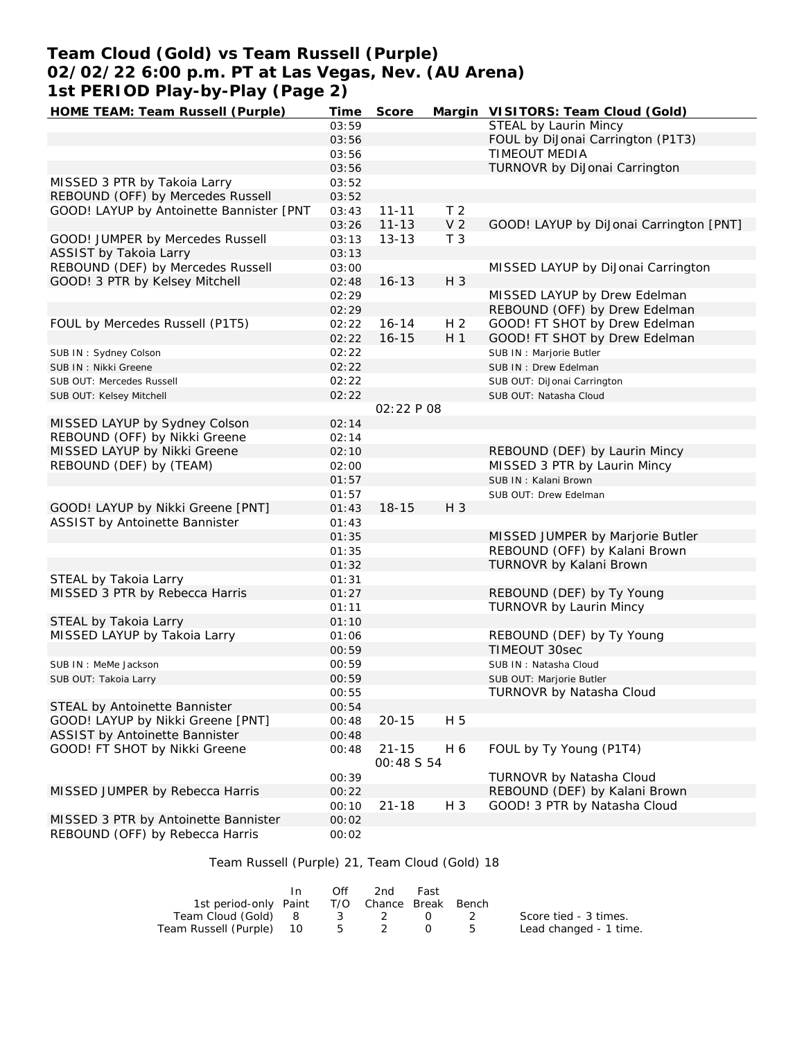# Team Cloud (Gold) vs Team Russell (Purple)
## 02/02/22 6:00 p.m. PT at Las Vegas, Nev. (AU Arena)
## 1st PERIOD Play-by-Play (Page 2)

| HOME TEAM: Team Russell (Purple) | Time | Score | Margin | VISITORS: Team Cloud (Gold) |
|---|---|---|---|---|
| | 03:59 | | | STEAL by Laurin Mincy |
| | 03:56 | | | FOUL by DiJonai Carrington (P1T3) |
| | 03:56 | | | TIMEOUT MEDIA |
| | 03:56 | | | TURNOVR by DiJonai Carrington |
| MISSED 3 PTR by Takoia Larry | 03:52 | | | |
| REBOUND (OFF) by Mercedes Russell | 03:52 | | | |
| GOOD! LAYUP by Antoinette Bannister [PNT | 03:43 | 11-11 | T 2 | |
| | 03:26 | 11-13 | V 2 | GOOD! LAYUP by DiJonai Carrington [PNT] |
| GOOD! JUMPER by Mercedes Russell | 03:13 | 13-13 | T 3 | |
| ASSIST by Takoia Larry | 03:13 | | | |
| REBOUND (DEF) by Mercedes Russell | 03:00 | | | MISSED LAYUP by DiJonai Carrington |
| GOOD! 3 PTR by Kelsey Mitchell | 02:48 | 16-13 | H 3 | |
| | 02:29 | | | MISSED LAYUP by Drew Edelman |
| | 02:29 | | | REBOUND (OFF) by Drew Edelman |
| FOUL by Mercedes Russell (P1T5) | 02:22 | 16-14 | H 2 | GOOD! FT SHOT by Drew Edelman |
| | 02:22 | 16-15 | H 1 | GOOD! FT SHOT by Drew Edelman |
| SUB IN : Sydney Colson | 02:22 | | | SUB IN : Marjorie Butler |
| SUB IN : Nikki Greene | 02:22 | | | SUB IN : Drew Edelman |
| SUB OUT: Mercedes Russell | 02:22 | | | SUB OUT: DiJonai Carrington |
| SUB OUT: Kelsey Mitchell | 02:22 | | | SUB OUT: Natasha Cloud |
| | | 02:22 P 08 | | |
| MISSED LAYUP by Sydney Colson | 02:14 | | | |
| REBOUND (OFF) by Nikki Greene | 02:14 | | | |
| MISSED LAYUP by Nikki Greene | 02:10 | | | REBOUND (DEF) by Laurin Mincy |
| REBOUND (DEF) by (TEAM) | 02:00 | | | MISSED 3 PTR by Laurin Mincy |
| | 01:57 | | | SUB IN : Kalani Brown |
| | 01:57 | | | SUB OUT: Drew Edelman |
| GOOD! LAYUP by Nikki Greene [PNT] | 01:43 | 18-15 | H 3 | |
| ASSIST by Antoinette Bannister | 01:43 | | | |
| | 01:35 | | | MISSED JUMPER by Marjorie Butler |
| | 01:35 | | | REBOUND (OFF) by Kalani Brown |
| | 01:32 | | | TURNOVR by Kalani Brown |
| STEAL by Takoia Larry | 01:31 | | | |
| MISSED 3 PTR by Rebecca Harris | 01:27 | | | REBOUND (DEF) by Ty Young |
| | 01:11 | | | TURNOVR by Laurin Mincy |
| STEAL by Takoia Larry | 01:10 | | | |
| MISSED LAYUP by Takoia Larry | 01:06 | | | REBOUND (DEF) by Ty Young |
| | 00:59 | | | TIMEOUT 30sec |
| SUB IN : MeMe Jackson | 00:59 | | | SUB IN : Natasha Cloud |
| SUB OUT: Takoia Larry | 00:59 | | | SUB OUT: Marjorie Butler |
| | 00:55 | | | TURNOVR by Natasha Cloud |
| STEAL by Antoinette Bannister | 00:54 | | | |
| GOOD! LAYUP by Nikki Greene [PNT] | 00:48 | 20-15 | H 5 | |
| ASSIST by Antoinette Bannister | 00:48 | | | |
| GOOD! FT SHOT by Nikki Greene | 00:48 | 21-15 | H 6 | FOUL by Ty Young (P1T4) |
| | | 00:48 S 54 | | |
| | 00:39 | | | TURNOVR by Natasha Cloud |
| MISSED JUMPER by Rebecca Harris | 00:22 | | | REBOUND (DEF) by Kalani Brown |
| | 00:10 | 21-18 | H 3 | GOOD! 3 PTR by Natasha Cloud |
| MISSED 3 PTR by Antoinette Bannister | 00:02 | | | |
| REBOUND (OFF) by Rebecca Harris | 00:02 | | | |

Team Russell (Purple) 21, Team Cloud (Gold) 18

| 1st period-only | In Paint | Off T/O | 2nd Chance | Fast Break | Bench |
|---|---|---|---|---|---|
| Team Cloud (Gold) | 8 | 3 | 2 | 0 | 2 |
| Team Russell (Purple) | 10 | 5 | 2 | 0 | 5 |

Score tied - 3 times.
Lead changed - 1 time.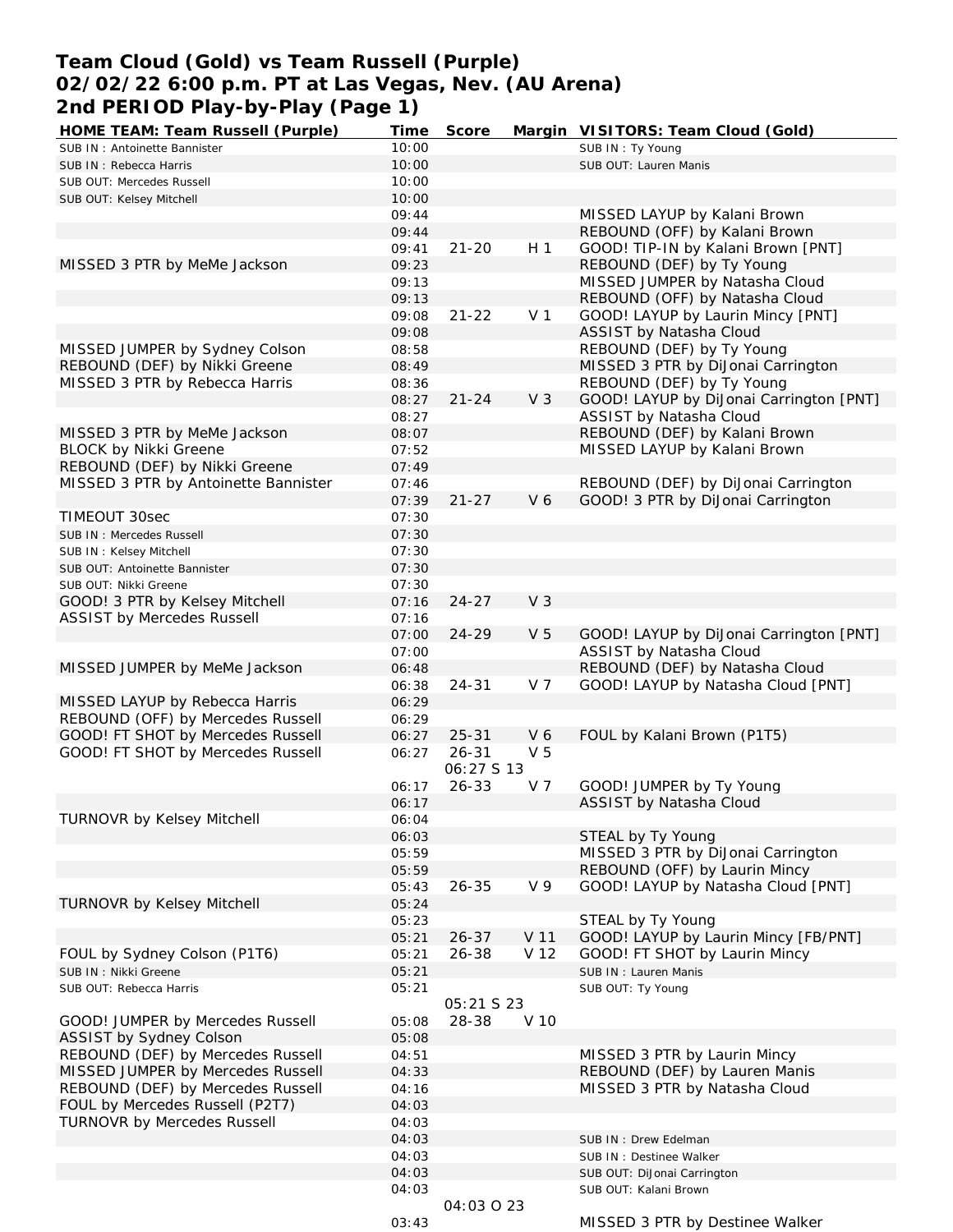# Team Cloud (Gold) vs Team Russell (Purple)
## 02/02/22 6:00 p.m. PT at Las Vegas, Nev. (AU Arena)
## 2nd PERIOD Play-by-Play (Page 1)

| HOME TEAM: Team Russell (Purple) | Time | Score | Margin | VISITORS: Team Cloud (Gold) |
|---|---|---|---|---|
| SUB IN : Antoinette Bannister | 10:00 | | | SUB IN : Ty Young |
| SUB IN : Rebecca Harris | 10:00 | | | SUB OUT: Lauren Manis |
| SUB OUT: Mercedes Russell | 10:00 | | | |
| SUB OUT: Kelsey Mitchell | 10:00 | | | |
| | 09:44 | | | MISSED LAYUP by Kalani Brown |
| | 09:44 | | | REBOUND (OFF) by Kalani Brown |
| | 09:41 | 21-20 | H 1 | GOOD! TIP-IN by Kalani Brown [PNT] |
| MISSED 3 PTR by MeMe Jackson | 09:23 | | | REBOUND (DEF) by Ty Young |
| | 09:13 | | | MISSED JUMPER by Natasha Cloud |
| | 09:13 | | | REBOUND (OFF) by Natasha Cloud |
| | 09:08 | 21-22 | V 1 | GOOD! LAYUP by Laurin Mincy [PNT] |
| | 09:08 | | | ASSIST by Natasha Cloud |
| MISSED JUMPER by Sydney Colson | 08:58 | | | REBOUND (DEF) by Ty Young |
| REBOUND (DEF) by Nikki Greene | 08:49 | | | MISSED 3 PTR by DiJonai Carrington |
| MISSED 3 PTR by Rebecca Harris | 08:36 | | | REBOUND (DEF) by Ty Young |
| | 08:27 | 21-24 | V 3 | GOOD! LAYUP by DiJonai Carrington [PNT] |
| | 08:27 | | | ASSIST by Natasha Cloud |
| MISSED 3 PTR by MeMe Jackson | 08:07 | | | REBOUND (DEF) by Kalani Brown |
| BLOCK by Nikki Greene | 07:52 | | | MISSED LAYUP by Kalani Brown |
| REBOUND (DEF) by Nikki Greene | 07:49 | | | |
| MISSED 3 PTR by Antoinette Bannister | 07:46 | | | REBOUND (DEF) by DiJonai Carrington |
| | 07:39 | 21-27 | V 6 | GOOD! 3 PTR by DiJonai Carrington |
| TIMEOUT 30sec | 07:30 | | | |
| SUB IN : Mercedes Russell | 07:30 | | | |
| SUB IN : Kelsey Mitchell | 07:30 | | | |
| SUB OUT: Antoinette Bannister | 07:30 | | | |
| SUB OUT: Nikki Greene | 07:30 | | | |
| GOOD! 3 PTR by Kelsey Mitchell | 07:16 | 24-27 | V 3 | |
| ASSIST by Mercedes Russell | 07:16 | | | |
| | 07:00 | 24-29 | V 5 | GOOD! LAYUP by DiJonai Carrington [PNT] |
| | 07:00 | | | ASSIST by Natasha Cloud |
| MISSED JUMPER by MeMe Jackson | 06:48 | | | REBOUND (DEF) by Natasha Cloud |
| | 06:38 | 24-31 | V 7 | GOOD! LAYUP by Natasha Cloud [PNT] |
| MISSED LAYUP by Rebecca Harris | 06:29 | | | |
| REBOUND (OFF) by Mercedes Russell | 06:29 | | | |
| GOOD! FT SHOT by Mercedes Russell | 06:27 | 25-31 | V 6 | FOUL by Kalani Brown (P1T5) |
| GOOD! FT SHOT by Mercedes Russell | 06:27 | 26-31 | V 5 | |
| | | 06:27 S 13 | | |
| | 06:17 | 26-33 | V 7 | GOOD! JUMPER by Ty Young |
| | 06:17 | | | ASSIST by Natasha Cloud |
| TURNOVR by Kelsey Mitchell | 06:04 | | | |
| | 06:03 | | | STEAL by Ty Young |
| | 05:59 | | | MISSED 3 PTR by DiJonai Carrington |
| | 05:59 | | | REBOUND (OFF) by Laurin Mincy |
| | 05:43 | 26-35 | V 9 | GOOD! LAYUP by Natasha Cloud [PNT] |
| TURNOVR by Kelsey Mitchell | 05:24 | | | |
| | 05:23 | | | STEAL by Ty Young |
| | 05:21 | 26-37 | V 11 | GOOD! LAYUP by Laurin Mincy [FB/PNT] |
| FOUL by Sydney Colson (P1T6) | 05:21 | 26-38 | V 12 | GOOD! FT SHOT by Laurin Mincy |
| SUB IN : Nikki Greene | 05:21 | | | SUB IN : Lauren Manis |
| SUB OUT: Rebecca Harris | 05:21 | | | SUB OUT: Ty Young |
| | | 05:21 S 23 | | |
| GOOD! JUMPER by Mercedes Russell | 05:08 | 28-38 | V 10 | |
| ASSIST by Sydney Colson | 05:08 | | | |
| REBOUND (DEF) by Mercedes Russell | 04:51 | | | MISSED 3 PTR by Laurin Mincy |
| MISSED JUMPER by Mercedes Russell | 04:33 | | | REBOUND (DEF) by Lauren Manis |
| REBOUND (DEF) by Mercedes Russell | 04:16 | | | MISSED 3 PTR by Natasha Cloud |
| FOUL by Mercedes Russell (P2T7) | 04:03 | | | |
| TURNOVR by Mercedes Russell | 04:03 | | | |
| | 04:03 | | | SUB IN : Drew Edelman |
| | 04:03 | | | SUB IN : Destinee Walker |
| | 04:03 | | | SUB OUT: DiJonai Carrington |
| | 04:03 | | | SUB OUT: Kalani Brown |
| | | 04:03 O 23 | | |
| | 03:43 | | | MISSED 3 PTR by Destinee Walker |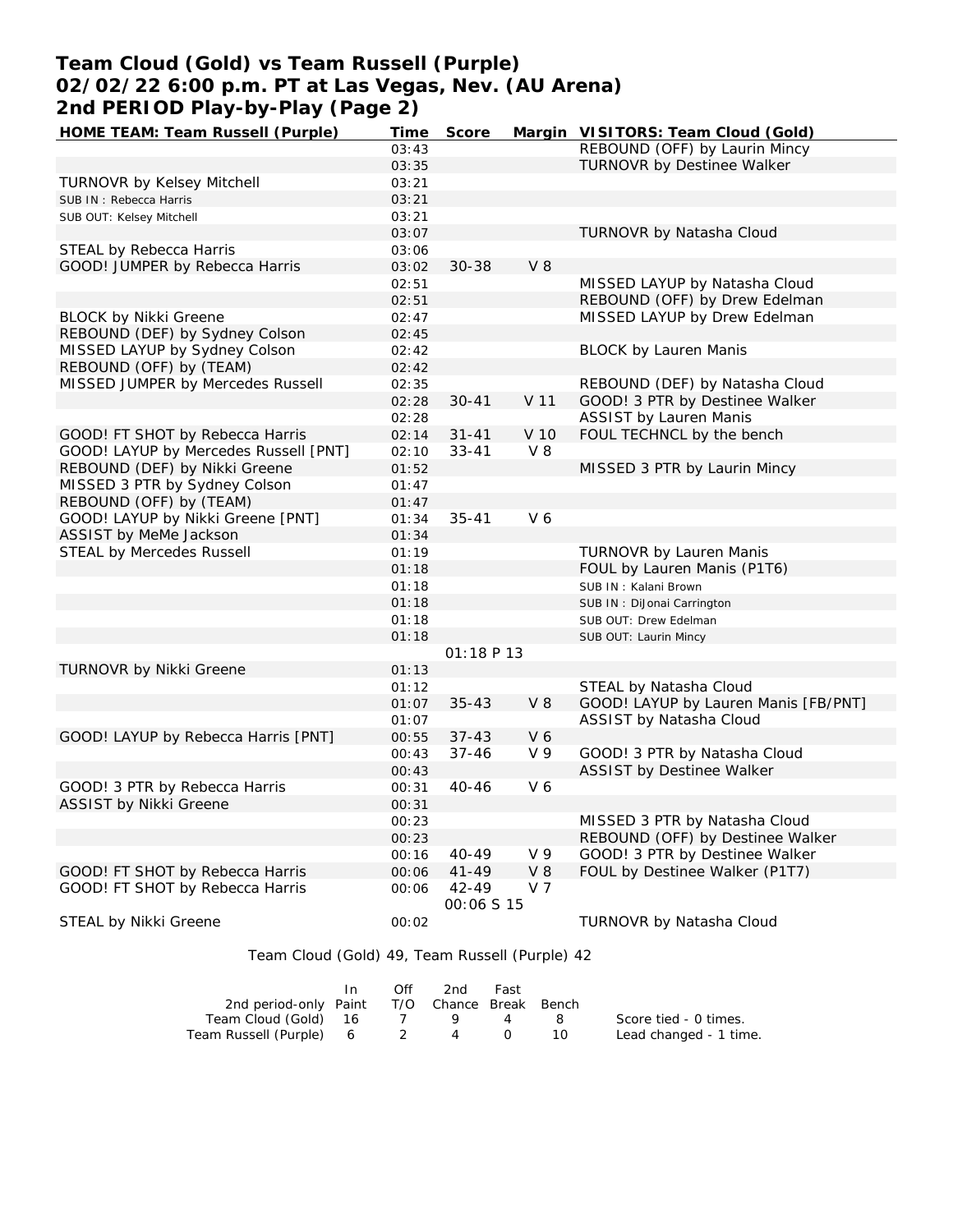# Team Cloud (Gold) vs Team Russell (Purple)
## 02/02/22 6:00 p.m. PT at Las Vegas, Nev. (AU Arena)
## 2nd PERIOD Play-by-Play (Page 2)

| HOME TEAM: Team Russell (Purple) | Time | Score | Margin | VISITORS: Team Cloud (Gold) |
|---|---|---|---|---|
| | 03:43 | | | REBOUND (OFF) by Laurin Mincy |
| | 03:35 | | | TURNOVR by Destinee Walker |
| TURNOVR by Kelsey Mitchell | 03:21 | | | |
| SUB IN : Rebecca Harris | 03:21 | | | |
| SUB OUT: Kelsey Mitchell | 03:21 | | | |
| | 03:07 | | | TURNOVR by Natasha Cloud |
| STEAL by Rebecca Harris | 03:06 | | | |
| GOOD! JUMPER by Rebecca Harris | 03:02 | 30-38 | V 8 | |
| | 02:51 | | | MISSED LAYUP by Natasha Cloud |
| | 02:51 | | | REBOUND (OFF) by Drew Edelman |
| BLOCK by Nikki Greene | 02:47 | | | MISSED LAYUP by Drew Edelman |
| REBOUND (DEF) by Sydney Colson | 02:45 | | | |
| MISSED LAYUP by Sydney Colson | 02:42 | | | BLOCK by Lauren Manis |
| REBOUND (OFF) by (TEAM) | 02:42 | | | |
| MISSED JUMPER by Mercedes Russell | 02:35 | | | REBOUND (DEF) by Natasha Cloud |
| | 02:28 | 30-41 | V 11 | GOOD! 3 PTR by Destinee Walker |
| | 02:28 | | | ASSIST by Lauren Manis |
| GOOD! FT SHOT by Rebecca Harris | 02:14 | 31-41 | V 10 | FOUL TECHNCL by the bench |
| GOOD! LAYUP by Mercedes Russell [PNT] | 02:10 | 33-41 | V 8 | |
| REBOUND (DEF) by Nikki Greene | 01:52 | | | MISSED 3 PTR by Laurin Mincy |
| MISSED 3 PTR by Sydney Colson | 01:47 | | | |
| REBOUND (OFF) by (TEAM) | 01:47 | | | |
| GOOD! LAYUP by Nikki Greene [PNT] | 01:34 | 35-41 | V 6 | |
| ASSIST by MeMe Jackson | 01:34 | | | |
| STEAL by Mercedes Russell | 01:19 | | | TURNOVR by Lauren Manis |
| | 01:18 | | | FOUL by Lauren Manis (P1T6) |
| | 01:18 | | | SUB IN : Kalani Brown |
| | 01:18 | | | SUB IN : DiJonai Carrington |
| | 01:18 | | | SUB OUT: Drew Edelman |
| | 01:18 | | | SUB OUT: Laurin Mincy |
| | | 01:18 P 13 | | |
| TURNOVR by Nikki Greene | 01:13 | | | |
| | 01:12 | | | STEAL by Natasha Cloud |
| | 01:07 | 35-43 | V 8 | GOOD! LAYUP by Lauren Manis [FB/PNT] |
| | 01:07 | | | ASSIST by Natasha Cloud |
| GOOD! LAYUP by Rebecca Harris [PNT] | 00:55 | 37-43 | V 6 | |
| | 00:43 | 37-46 | V 9 | GOOD! 3 PTR by Natasha Cloud |
| | 00:43 | | | ASSIST by Destinee Walker |
| GOOD! 3 PTR by Rebecca Harris | 00:31 | 40-46 | V 6 | |
| ASSIST by Nikki Greene | 00:31 | | | |
| | 00:23 | | | MISSED 3 PTR by Natasha Cloud |
| | 00:23 | | | REBOUND (OFF) by Destinee Walker |
| | 00:16 | 40-49 | V 9 | GOOD! 3 PTR by Destinee Walker |
| GOOD! FT SHOT by Rebecca Harris | 00:06 | 41-49 | V 8 | FOUL by Destinee Walker (P1T7) |
| GOOD! FT SHOT by Rebecca Harris | 00:06 | 42-49 | V 7 | |
| | | 00:06 S 15 | | |
| STEAL by Nikki Greene | 00:02 | | | TURNOVR by Natasha Cloud |

Team Cloud (Gold) 49, Team Russell (Purple) 42

| 2nd period-only | In Paint | Off T/O | 2nd Chance | Fast Break | Bench |
|---|---|---|---|---|---|
| Team Cloud (Gold) | 16 | 7 | 9 | 4 | 8 |
| Team Russell (Purple) | 6 | 2 | 4 | 0 | 10 |

Score tied - 0 times.
Lead changed - 1 time.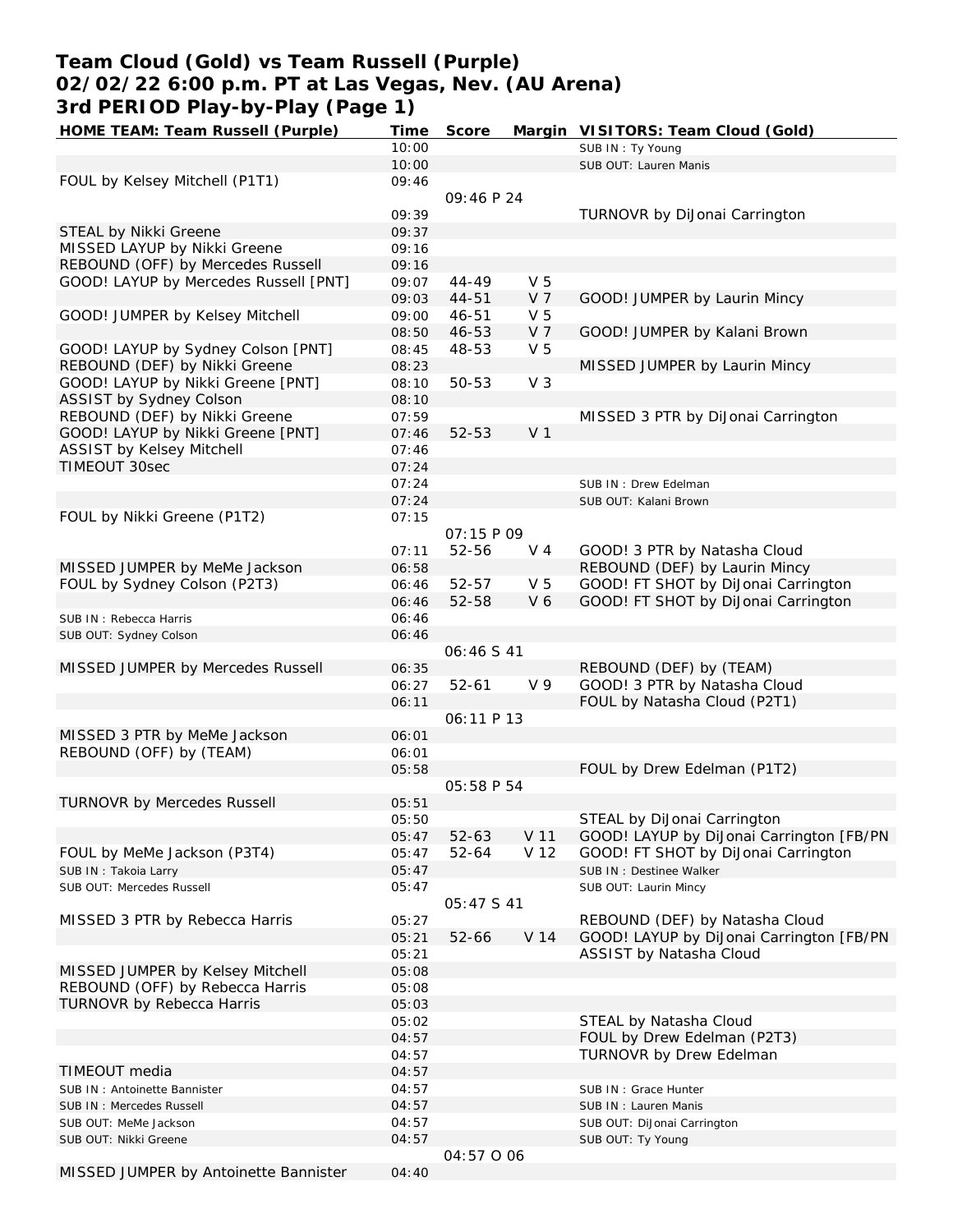# Team Cloud (Gold) vs Team Russell (Purple)
## 02/02/22 6:00 p.m. PT at Las Vegas, Nev. (AU Arena)
## 3rd PERIOD Play-by-Play (Page 1)

| HOME TEAM: Team Russell (Purple) | Time | Score | Margin | VISITORS: Team Cloud (Gold) |
|---|---|---|---|---|
| | 10:00 | | | SUB IN : Ty Young |
| | 10:00 | | | SUB OUT: Lauren Manis |
| FOUL by Kelsey Mitchell (P1T1) | 09:46 | | | |
| | | 09:46 P 24 | | |
| | 09:39 | | | TURNOVR by DiJonai Carrington |
| STEAL by Nikki Greene | 09:37 | | | |
| MISSED LAYUP by Nikki Greene | 09:16 | | | |
| REBOUND (OFF) by Mercedes Russell | 09:16 | | | |
| GOOD! LAYUP by Mercedes Russell [PNT] | 09:07 | 44-49 | V 5 | |
| | 09:03 | 44-51 | V 7 | GOOD! JUMPER by Laurin Mincy |
| GOOD! JUMPER by Kelsey Mitchell | 09:00 | 46-51 | V 5 | |
| | 08:50 | 46-53 | V 7 | GOOD! JUMPER by Kalani Brown |
| GOOD! LAYUP by Sydney Colson [PNT] | 08:45 | 48-53 | V 5 | |
| REBOUND (DEF) by Nikki Greene | 08:23 | | | MISSED JUMPER by Laurin Mincy |
| GOOD! LAYUP by Nikki Greene [PNT] | 08:10 | 50-53 | V 3 | |
| ASSIST by Sydney Colson | 08:10 | | | |
| REBOUND (DEF) by Nikki Greene | 07:59 | | | MISSED 3 PTR by DiJonai Carrington |
| GOOD! LAYUP by Nikki Greene [PNT] | 07:46 | 52-53 | V 1 | |
| ASSIST by Kelsey Mitchell | 07:46 | | | |
| TIMEOUT 30sec | 07:24 | | | |
| | 07:24 | | | SUB IN : Drew Edelman |
| | 07:24 | | | SUB OUT: Kalani Brown |
| FOUL by Nikki Greene (P1T2) | 07:15 | | | |
| | | 07:15 P 09 | | |
| | 07:11 | 52-56 | V 4 | GOOD! 3 PTR by Natasha Cloud |
| MISSED JUMPER by MeMe Jackson | 06:58 | | | REBOUND (DEF) by Laurin Mincy |
| FOUL by Sydney Colson (P2T3) | 06:46 | 52-57 | V 5 | GOOD! FT SHOT by DiJonai Carrington |
| | 06:46 | 52-58 | V 6 | GOOD! FT SHOT by DiJonai Carrington |
| SUB IN : Rebecca Harris | 06:46 | | | |
| SUB OUT: Sydney Colson | 06:46 | | | |
| | | 06:46 S 41 | | |
| MISSED JUMPER by Mercedes Russell | 06:35 | | | REBOUND (DEF) by (TEAM) |
| | 06:27 | 52-61 | V 9 | GOOD! 3 PTR by Natasha Cloud |
| | 06:11 | | | FOUL by Natasha Cloud (P2T1) |
| | | 06:11 P 13 | | |
| MISSED 3 PTR by MeMe Jackson | 06:01 | | | |
| REBOUND (OFF) by (TEAM) | 06:01 | | | |
| | 05:58 | | | FOUL by Drew Edelman (P1T2) |
| | | 05:58 P 54 | | |
| TURNOVR by Mercedes Russell | 05:51 | | | |
| | 05:50 | | | STEAL by DiJonai Carrington |
| | 05:47 | 52-63 | V 11 | GOOD! LAYUP by DiJonai Carrington [FB/PN |
| FOUL by MeMe Jackson (P3T4) | 05:47 | 52-64 | V 12 | GOOD! FT SHOT by DiJonai Carrington |
| SUB IN : Takoia Larry | 05:47 | | | SUB IN : Destinee Walker |
| SUB OUT: Mercedes Russell | 05:47 | | | SUB OUT: Laurin Mincy |
| | | 05:47 S 41 | | |
| MISSED 3 PTR by Rebecca Harris | 05:27 | | | REBOUND (DEF) by Natasha Cloud |
| | 05:21 | 52-66 | V 14 | GOOD! LAYUP by DiJonai Carrington [FB/PN |
| | 05:21 | | | ASSIST by Natasha Cloud |
| MISSED JUMPER by Kelsey Mitchell | 05:08 | | | |
| REBOUND (OFF) by Rebecca Harris | 05:08 | | | |
| TURNOVR by Rebecca Harris | 05:03 | | | |
| | 05:02 | | | STEAL by Natasha Cloud |
| | 04:57 | | | FOUL by Drew Edelman (P2T3) |
| | 04:57 | | | TURNOVR by Drew Edelman |
| TIMEOUT media | 04:57 | | | |
| SUB IN : Antoinette Bannister | 04:57 | | | SUB IN : Grace Hunter |
| SUB IN : Mercedes Russell | 04:57 | | | SUB IN : Lauren Manis |
| SUB OUT: MeMe Jackson | 04:57 | | | SUB OUT: DiJonai Carrington |
| SUB OUT: Nikki Greene | 04:57 | | | SUB OUT: Ty Young |
| | | 04:57 O 06 | | |
| MISSED JUMPER by Antoinette Bannister | 04:40 | | | |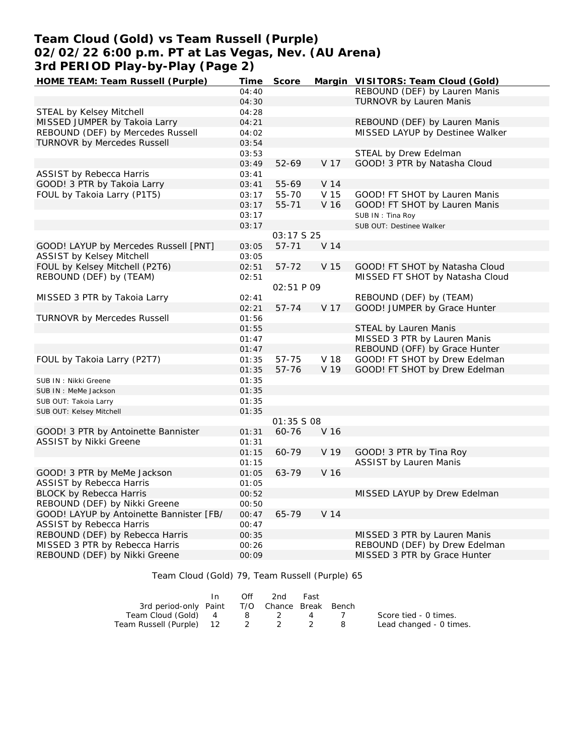# Team Cloud (Gold) vs Team Russell (Purple)
## 02/02/22 6:00 p.m. PT at Las Vegas, Nev. (AU Arena)
## 3rd PERIOD Play-by-Play (Page 2)

| HOME TEAM: Team Russell (Purple) | Time | Score | Margin | VISITORS: Team Cloud (Gold) |
|---|---|---|---|---|
| | 04:40 | | | REBOUND (DEF) by Lauren Manis |
| | 04:30 | | | TURNOVR by Lauren Manis |
| STEAL by Kelsey Mitchell | 04:28 | | | |
| MISSED JUMPER by Takoia Larry | 04:21 | | | REBOUND (DEF) by Lauren Manis |
| REBOUND (DEF) by Mercedes Russell | 04:02 | | | MISSED LAYUP by Destinee Walker |
| TURNOVR by Mercedes Russell | 03:54 | | | |
| | 03:53 | | | STEAL by Drew Edelman |
| | 03:49 | 52-69 | V 17 | GOOD! 3 PTR by Natasha Cloud |
| ASSIST by Rebecca Harris | 03:41 | | | |
| GOOD! 3 PTR by Takoia Larry | 03:41 | 55-69 | V 14 | |
| FOUL by Takoia Larry (P1T5) | 03:17 | 55-70 | V 15 | GOOD! FT SHOT by Lauren Manis |
| | 03:17 | 55-71 | V 16 | GOOD! FT SHOT by Lauren Manis |
| | 03:17 | | | SUB IN : Tina Roy |
| | 03:17 | | | SUB OUT: Destinee Walker |
| | | 03:17 S 25 | | |
| GOOD! LAYUP by Mercedes Russell [PNT] | 03:05 | 57-71 | V 14 | |
| ASSIST by Kelsey Mitchell | 03:05 | | | |
| FOUL by Kelsey Mitchell (P2T6) | 02:51 | 57-72 | V 15 | GOOD! FT SHOT by Natasha Cloud |
| REBOUND (DEF) by (TEAM) | 02:51 | | | MISSED FT SHOT by Natasha Cloud |
| | | 02:51 P 09 | | |
| MISSED 3 PTR by Takoia Larry | 02:41 | | | REBOUND (DEF) by (TEAM) |
| | 02:21 | 57-74 | V 17 | GOOD! JUMPER by Grace Hunter |
| TURNOVR by Mercedes Russell | 01:56 | | | |
| | 01:55 | | | STEAL by Lauren Manis |
| | 01:47 | | | MISSED 3 PTR by Lauren Manis |
| | 01:47 | | | REBOUND (OFF) by Grace Hunter |
| FOUL by Takoia Larry (P2T7) | 01:35 | 57-75 | V 18 | GOOD! FT SHOT by Drew Edelman |
| | 01:35 | 57-76 | V 19 | GOOD! FT SHOT by Drew Edelman |
| SUB IN : Nikki Greene | 01:35 | | | |
| SUB IN : MeMe Jackson | 01:35 | | | |
| SUB OUT: Takoia Larry | 01:35 | | | |
| SUB OUT: Kelsey Mitchell | 01:35 | | | |
| | | 01:35 S 08 | | |
| GOOD! 3 PTR by Antoinette Bannister | 01:31 | 60-76 | V 16 | |
| ASSIST by Nikki Greene | 01:31 | | | |
| | 01:15 | 60-79 | V 19 | GOOD! 3 PTR by Tina Roy |
| | 01:15 | | | ASSIST by Lauren Manis |
| GOOD! 3 PTR by MeMe Jackson | 01:05 | 63-79 | V 16 | |
| ASSIST by Rebecca Harris | 01:05 | | | |
| BLOCK by Rebecca Harris | 00:52 | | | MISSED LAYUP by Drew Edelman |
| REBOUND (DEF) by Nikki Greene | 00:50 | | | |
| GOOD! LAYUP by Antoinette Bannister [FB/ | 00:47 | 65-79 | V 14 | |
| ASSIST by Rebecca Harris | 00:47 | | | |
| REBOUND (DEF) by Rebecca Harris | 00:35 | | | MISSED 3 PTR by Lauren Manis |
| MISSED 3 PTR by Rebecca Harris | 00:26 | | | REBOUND (DEF) by Drew Edelman |
| REBOUND (DEF) by Nikki Greene | 00:09 | | | MISSED 3 PTR by Grace Hunter |

Team Cloud (Gold) 79, Team Russell (Purple) 65

| 3rd period-only | In Paint | Off T/O | 2nd Chance | Fast Break | Bench |
|---|---|---|---|---|---|
| Team Cloud (Gold) | 4 | 8 | 2 | 4 | 7 |
| Team Russell (Purple) | 12 | 2 | 2 | 2 | 8 |

Score tied - 0 times.
Lead changed - 0 times.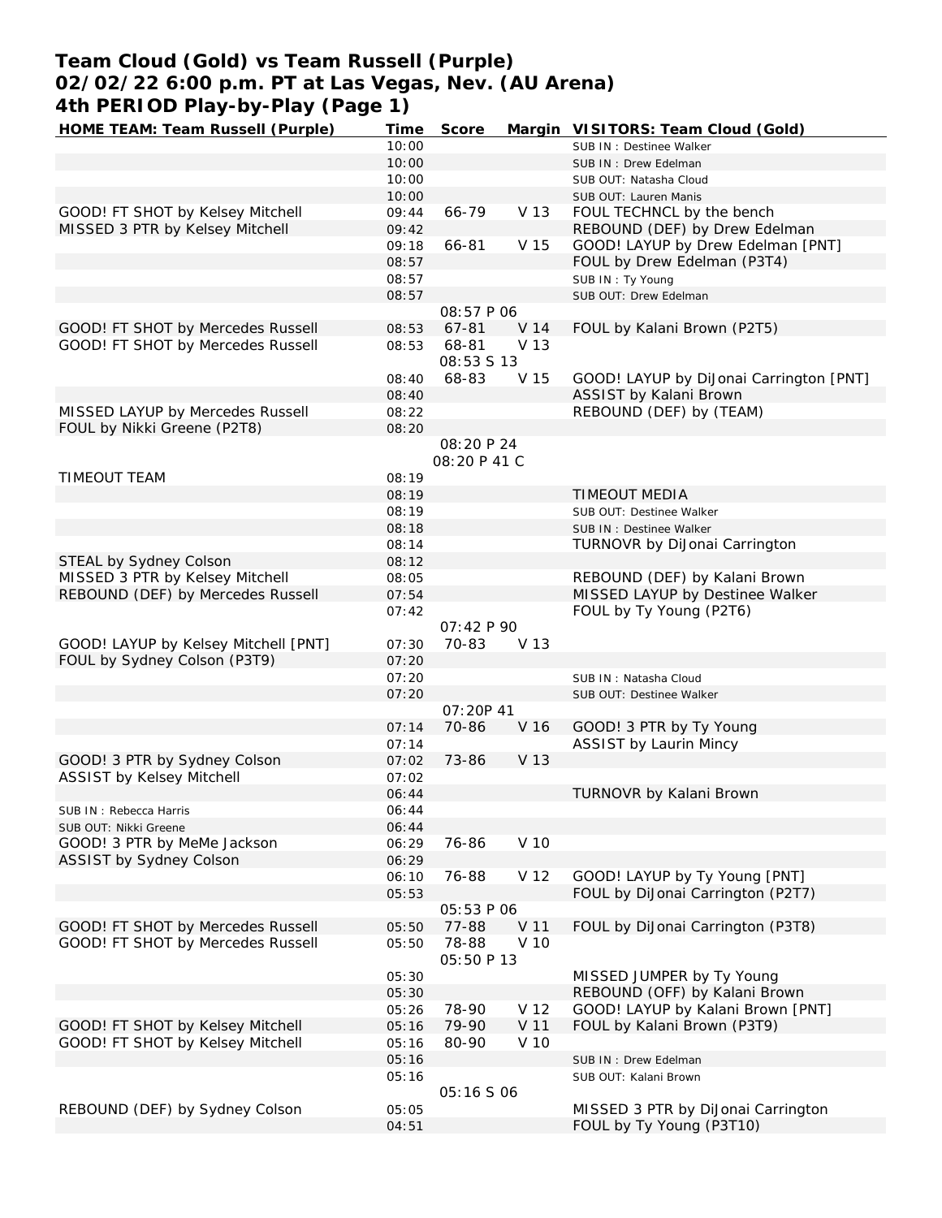# Team Cloud (Gold) vs Team Russell (Purple)
## 02/02/22 6:00 p.m. PT at Las Vegas, Nev. (AU Arena)
## 4th PERIOD Play-by-Play (Page 1)

| HOME TEAM: Team Russell (Purple) | Time | Score | Margin | VISITORS: Team Cloud (Gold) |
|---|---|---|---|---|
| | 10:00 | | | SUB IN : Destinee Walker |
| | 10:00 | | | SUB IN : Drew Edelman |
| | 10:00 | | | SUB OUT: Natasha Cloud |
| | 10:00 | | | SUB OUT: Lauren Manis |
| GOOD! FT SHOT by Kelsey Mitchell | 09:44 | 66-79 | V 13 | FOUL TECHNCL by the bench |
| MISSED 3 PTR by Kelsey Mitchell | 09:42 | | | REBOUND (DEF) by Drew Edelman |
| | 09:18 | 66-81 | V 15 | GOOD! LAYUP by Drew Edelman [PNT] |
| | 08:57 | | | FOUL by Drew Edelman (P3T4) |
| | 08:57 | | | SUB IN : Ty Young |
| | 08:57 | | | SUB OUT: Drew Edelman |
| | | 08:57 P 06 | | |
| GOOD! FT SHOT by Mercedes Russell | 08:53 | 67-81 | V 14 | FOUL by Kalani Brown (P2T5) |
| GOOD! FT SHOT by Mercedes Russell | 08:53 | 68-81 | V 13 | |
| | | 08:53 S 13 | | |
| | 08:40 | 68-83 | V 15 | GOOD! LAYUP by DiJonai Carrington [PNT] |
| | 08:40 | | | ASSIST by Kalani Brown |
| MISSED LAYUP by Mercedes Russell | 08:22 | | | REBOUND (DEF) by (TEAM) |
| FOUL by Nikki Greene (P2T8) | 08:20 | | | |
| | | 08:20 P 24 | | |
| | | 08:20 P 41 C | | |
| TIMEOUT TEAM | 08:19 | | | |
| | 08:19 | | | TIMEOUT MEDIA |
| | 08:19 | | | SUB OUT: Destinee Walker |
| | 08:18 | | | SUB IN : Destinee Walker |
| | 08:14 | | | TURNOVR by DiJonai Carrington |
| STEAL by Sydney Colson | 08:12 | | | |
| MISSED 3 PTR by Kelsey Mitchell | 08:05 | | | REBOUND (DEF) by Kalani Brown |
| REBOUND (DEF) by Mercedes Russell | 07:54 | | | MISSED LAYUP by Destinee Walker |
| | 07:42 | | | FOUL by Ty Young (P2T6) |
| | | 07:42 P 90 | | |
| GOOD! LAYUP by Kelsey Mitchell [PNT] | 07:30 | 70-83 | V 13 | |
| FOUL by Sydney Colson (P3T9) | 07:20 | | | |
| | 07:20 | | | SUB IN : Natasha Cloud |
| | 07:20 | | | SUB OUT: Destinee Walker |
| | | 07:20P 41 | | |
| | 07:14 | 70-86 | V 16 | GOOD! 3 PTR by Ty Young |
| | 07:14 | | | ASSIST by Laurin Mincy |
| GOOD! 3 PTR by Sydney Colson | 07:02 | 73-86 | V 13 | |
| ASSIST by Kelsey Mitchell | 07:02 | | | |
| | 06:44 | | | TURNOVR by Kalani Brown |
| SUB IN : Rebecca Harris | 06:44 | | | |
| SUB OUT: Nikki Greene | 06:44 | | | |
| GOOD! 3 PTR by MeMe Jackson | 06:29 | 76-86 | V 10 | |
| ASSIST by Sydney Colson | 06:29 | | | |
| | 06:10 | 76-88 | V 12 | GOOD! LAYUP by Ty Young [PNT] |
| | 05:53 | | | FOUL by DiJonai Carrington (P2T7) |
| | | 05:53 P 06 | | |
| GOOD! FT SHOT by Mercedes Russell | 05:50 | 77-88 | V 11 | FOUL by DiJonai Carrington (P3T8) |
| GOOD! FT SHOT by Mercedes Russell | 05:50 | 78-88 | V 10 | |
| | | 05:50 P 13 | | |
| | 05:30 | | | MISSED JUMPER by Ty Young |
| | 05:30 | | | REBOUND (OFF) by Kalani Brown |
| | 05:26 | 78-90 | V 12 | GOOD! LAYUP by Kalani Brown [PNT] |
| GOOD! FT SHOT by Kelsey Mitchell | 05:16 | 79-90 | V 11 | FOUL by Kalani Brown (P3T9) |
| GOOD! FT SHOT by Kelsey Mitchell | 05:16 | 80-90 | V 10 | |
| | 05:16 | | | SUB IN : Drew Edelman |
| | 05:16 | | | SUB OUT: Kalani Brown |
| | | 05:16 S 06 | | |
| REBOUND (DEF) by Sydney Colson | 05:05 | | | MISSED 3 PTR by DiJonai Carrington |
| | 04:51 | | | FOUL by Ty Young (P3T10) |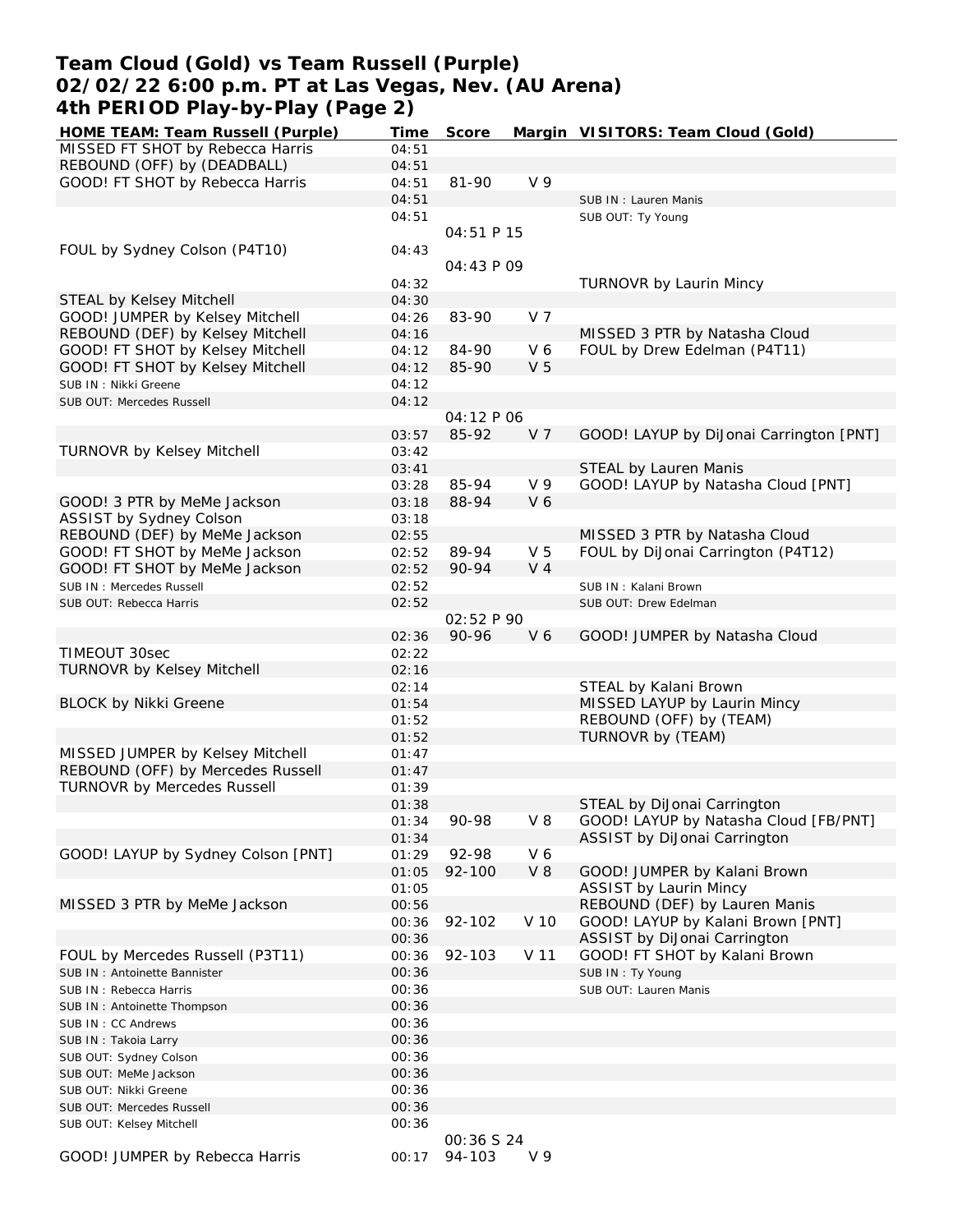# Team Cloud (Gold) vs Team Russell (Purple)
# 02/02/22 6:00 p.m. PT at Las Vegas, Nev. (AU Arena)
# 4th PERIOD Play-by-Play (Page 2)

| HOME TEAM: Team Russell (Purple) | Time | Score | Margin | VISITORS: Team Cloud (Gold) |
|---|---|---|---|---|
| MISSED FT SHOT by Rebecca Harris | 04:51 | | | |
| REBOUND (OFF) by (DEADBALL) | 04:51 | | | |
| GOOD! FT SHOT by Rebecca Harris | 04:51 | 81-90 | V 9 | |
| | 04:51 | | | SUB IN : Lauren Manis |
| | 04:51 | | | SUB OUT: Ty Young |
| | | 04:51 P 15 | | |
| FOUL by Sydney Colson (P4T10) | 04:43 | | | |
| | | 04:43 P 09 | | |
| | 04:32 | | | TURNOVR by Laurin Mincy |
| STEAL by Kelsey Mitchell | 04:30 | | | |
| GOOD! JUMPER by Kelsey Mitchell | 04:26 | 83-90 | V 7 | |
| REBOUND (DEF) by Kelsey Mitchell | 04:16 | | | MISSED 3 PTR by Natasha Cloud |
| GOOD! FT SHOT by Kelsey Mitchell | 04:12 | 84-90 | V 6 | FOUL by Drew Edelman (P4T11) |
| GOOD! FT SHOT by Kelsey Mitchell | 04:12 | 85-90 | V 5 | |
| SUB IN : Nikki Greene | 04:12 | | | |
| SUB OUT: Mercedes Russell | 04:12 | | | |
| | | 04:12 P 06 | | |
| | 03:57 | 85-92 | V 7 | GOOD! LAYUP by DiJonai Carrington [PNT] |
| TURNOVR by Kelsey Mitchell | 03:42 | | | |
| | 03:41 | | | STEAL by Lauren Manis |
| | 03:28 | 85-94 | V 9 | GOOD! LAYUP by Natasha Cloud [PNT] |
| GOOD! 3 PTR by MeMe Jackson | 03:18 | 88-94 | V 6 | |
| ASSIST by Sydney Colson | 03:18 | | | |
| REBOUND (DEF) by MeMe Jackson | 02:55 | | | MISSED 3 PTR by Natasha Cloud |
| GOOD! FT SHOT by MeMe Jackson | 02:52 | 89-94 | V 5 | FOUL by DiJonai Carrington (P4T12) |
| GOOD! FT SHOT by MeMe Jackson | 02:52 | 90-94 | V 4 | |
| SUB IN : Mercedes Russell | 02:52 | | | SUB IN : Kalani Brown |
| SUB OUT: Rebecca Harris | 02:52 | | | SUB OUT: Drew Edelman |
| | | 02:52 P 90 | | |
| | 02:36 | 90-96 | V 6 | GOOD! JUMPER by Natasha Cloud |
| TIMEOUT 30sec | 02:22 | | | |
| TURNOVR by Kelsey Mitchell | 02:16 | | | |
| | 02:14 | | | STEAL by Kalani Brown |
| BLOCK by Nikki Greene | 01:54 | | | MISSED LAYUP by Laurin Mincy |
| | 01:52 | | | REBOUND (OFF) by (TEAM) |
| | 01:52 | | | TURNOVR by (TEAM) |
| MISSED JUMPER by Kelsey Mitchell | 01:47 | | | |
| REBOUND (OFF) by Mercedes Russell | 01:47 | | | |
| TURNOVR by Mercedes Russell | 01:39 | | | |
| | 01:38 | | | STEAL by DiJonai Carrington |
| | 01:34 | 90-98 | V 8 | GOOD! LAYUP by Natasha Cloud [FB/PNT] |
| | 01:34 | | | ASSIST by DiJonai Carrington |
| GOOD! LAYUP by Sydney Colson [PNT] | 01:29 | 92-98 | V 6 | |
| | 01:05 | 92-100 | V 8 | GOOD! JUMPER by Kalani Brown |
| | 01:05 | | | ASSIST by Laurin Mincy |
| MISSED 3 PTR by MeMe Jackson | 00:56 | | | REBOUND (DEF) by Lauren Manis |
| | 00:36 | 92-102 | V 10 | GOOD! LAYUP by Kalani Brown [PNT] |
| | 00:36 | | | ASSIST by DiJonai Carrington |
| FOUL by Mercedes Russell (P3T11) | 00:36 | 92-103 | V 11 | GOOD! FT SHOT by Kalani Brown |
| SUB IN : Antoinette Bannister | 00:36 | | | SUB IN : Ty Young |
| SUB IN : Rebecca Harris | 00:36 | | | SUB OUT: Lauren Manis |
| SUB IN : Antoinette Thompson | 00:36 | | | |
| SUB IN : CC Andrews | 00:36 | | | |
| SUB IN : Takoia Larry | 00:36 | | | |
| SUB OUT: Sydney Colson | 00:36 | | | |
| SUB OUT: MeMe Jackson | 00:36 | | | |
| SUB OUT: Nikki Greene | 00:36 | | | |
| SUB OUT: Mercedes Russell | 00:36 | | | |
| SUB OUT: Kelsey Mitchell | 00:36 | | | |
| | | 00:36 S 24 | | |
| GOOD! JUMPER by Rebecca Harris | 00:17 | 94-103 | V 9 | |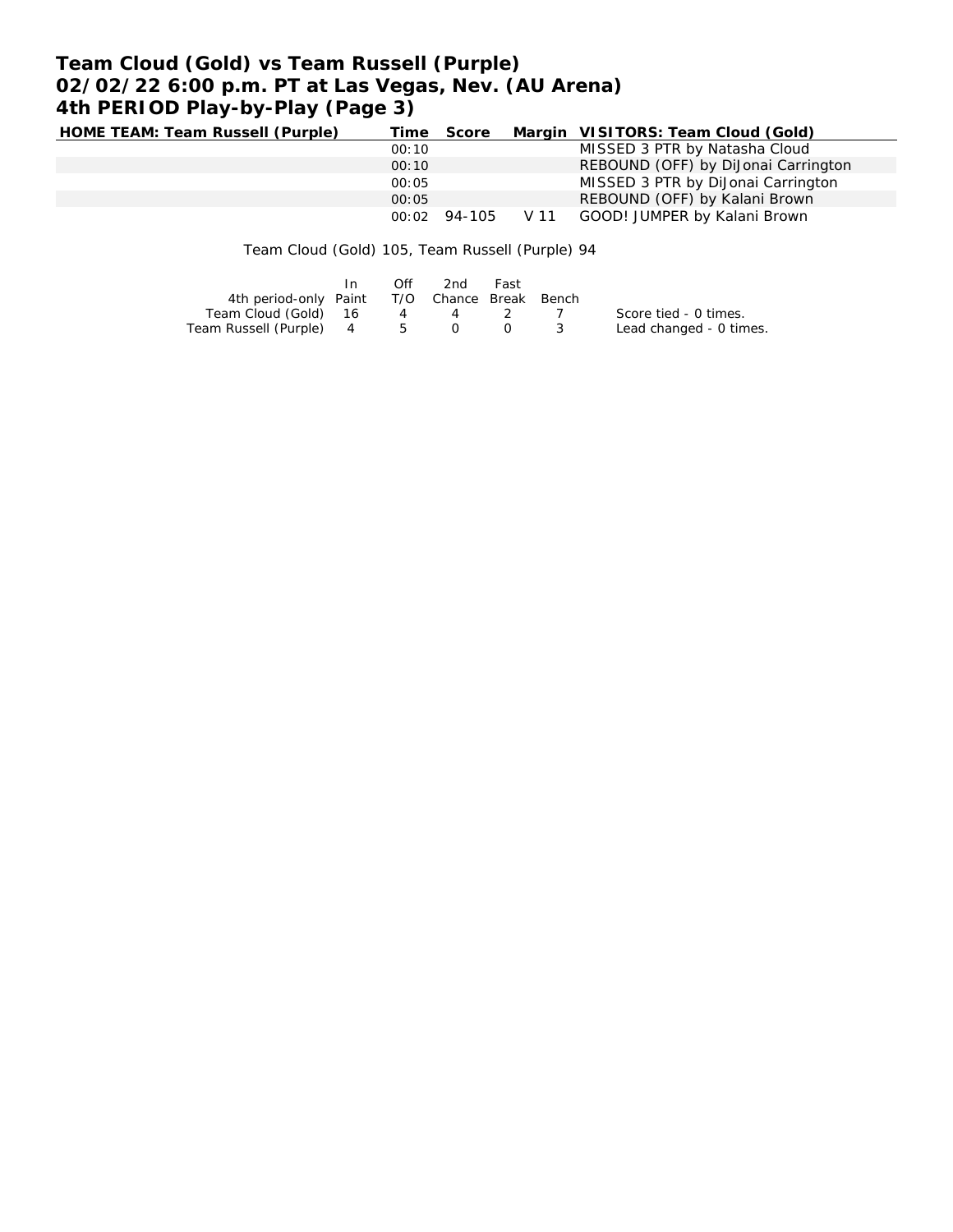# Team Cloud (Gold) vs Team Russell (Purple)
## 02/02/22 6:00 p.m. PT at Las Vegas, Nev. (AU Arena)
## 4th PERIOD Play-by-Play (Page 3)

| HOME TEAM: Team Russell (Purple) | Time | Score | Margin | VISITORS: Team Cloud (Gold) |
|---|---|---|---|---|
| | 00:10 | | | MISSED 3 PTR by Natasha Cloud |
| | 00:10 | | | REBOUND (OFF) by DiJonai Carrington |
| | 00:05 | | | MISSED 3 PTR by DiJonai Carrington |
| | 00:05 | | | REBOUND (OFF) by Kalani Brown |
| | 00:02 | 94-105 | V 11 | GOOD! JUMPER by Kalani Brown |

Team Cloud (Gold) 105, Team Russell (Purple) 94

| 4th period-only | In Paint | Off T/O | 2nd Chance | Fast Break | Bench |
|---|---|---|---|---|---|
| Team Cloud (Gold) | 16 | 4 | 4 | 2 | 7 |
| Team Russell (Purple) | 4 | 5 | 0 | 0 | 3 |

Score tied - 0 times.
Lead changed - 0 times.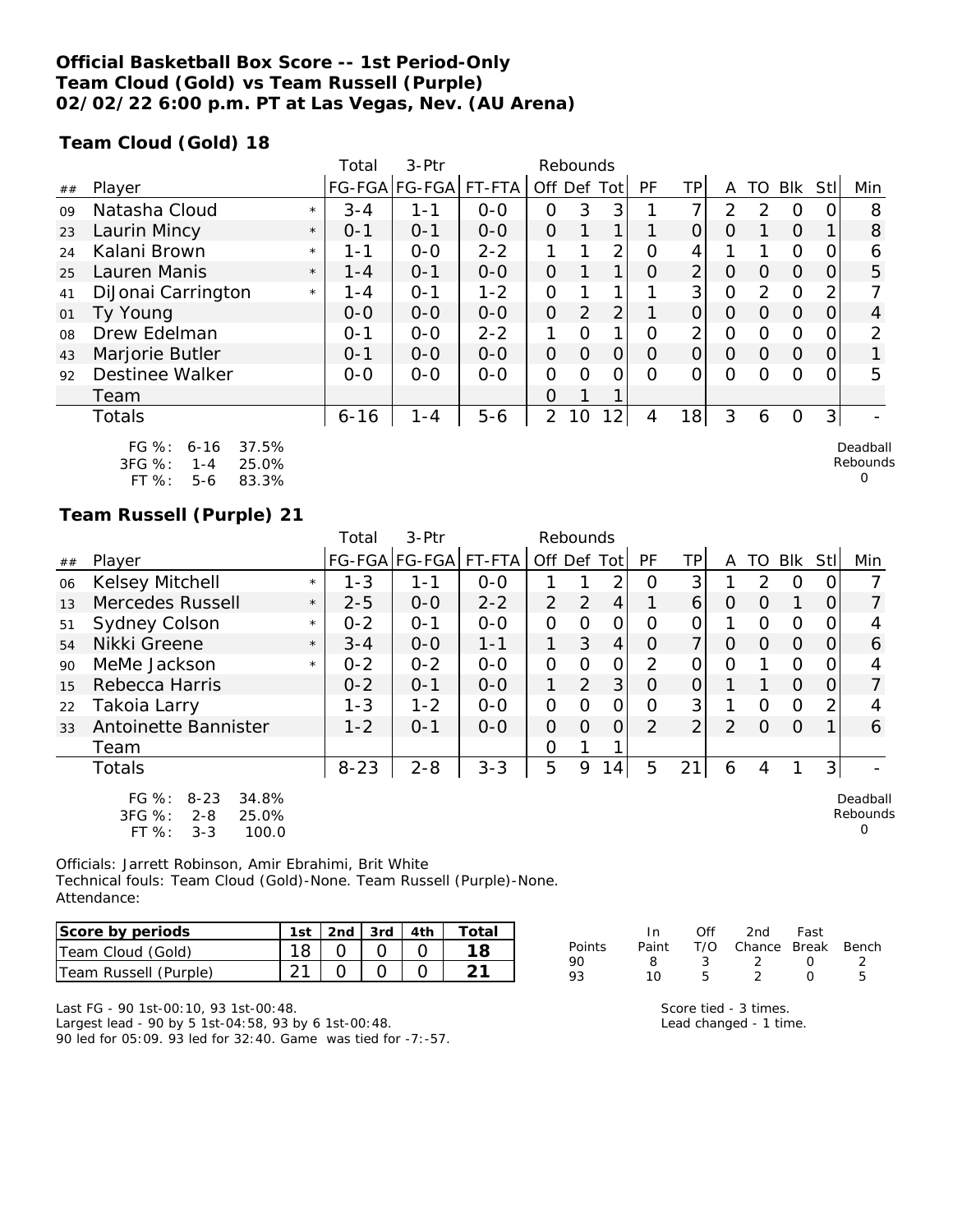**Official Basketball Box Score -- 1st Period-Only**
**Team Cloud (Gold) vs Team Russell (Purple)**
**02/02/22 6:00 p.m. PT at Las Vegas, Nev. (AU Arena)**

**Team Cloud (Gold) 18**

| ## | Player | | Total FG-FGA | 3-Ptr FG-FGA | FT-FTA | Rebounds Off | Def | Tot | PF | TP | A | TO | Blk | Stl | Min |
|---|---|---|---|---|---|---|---|---|---|---|---|---|---|---|---|
| 09 | Natasha Cloud | * | 3-4 | 1-1 | 0-0 | 0 | 3 | 3 | 1 | 7 | 2 | 2 | 0 | 0 | 8 |
| 23 | Laurin Mincy | * | 0-1 | 0-1 | 0-0 | 0 | 1 | 1 | 1 | 0 | 0 | 1 | 0 | 1 | 8 |
| 24 | Kalani Brown | * | 1-1 | 0-0 | 2-2 | 1 | 1 | 2 | 0 | 4 | 1 | 1 | 0 | 0 | 6 |
| 25 | Lauren Manis | * | 1-4 | 0-1 | 0-0 | 0 | 1 | 1 | 0 | 2 | 0 | 0 | 0 | 0 | 5 |
| 41 | DiJonai Carrington | * | 1-4 | 0-1 | 1-2 | 0 | 1 | 1 | 1 | 3 | 0 | 2 | 0 | 2 | 7 |
| 01 | Ty Young | | 0-0 | 0-0 | 0-0 | 0 | 2 | 2 | 1 | 0 | 0 | 0 | 0 | 0 | 4 |
| 08 | Drew Edelman | | 0-1 | 0-0 | 2-2 | 1 | 0 | 1 | 0 | 2 | 0 | 0 | 0 | 0 | 2 |
| 43 | Marjorie Butler | | 0-1 | 0-0 | 0-0 | 0 | 0 | 0 | 0 | 0 | 0 | 0 | 0 | 0 | 1 |
| 92 | Destinee Walker | | 0-0 | 0-0 | 0-0 | 0 | 0 | 0 | 0 | 0 | 0 | 0 | 0 | 0 | 5 |
| | Team | | | | | 0 | 1 | 1 | | | | | | | |
| | Totals | | 6-16 | 1-4 | 5-6 | 2 | 10 | 12 | 4 | 18 | 3 | 6 | 0 | 3 | - |

FG %: 6-16 37.5%
3FG %: 1-4 25.0%
FT %: 5-6 83.3%

Deadball Rebounds 0

**Team Russell (Purple) 21**

| ## | Player | | Total FG-FGA | 3-Ptr FG-FGA | FT-FTA | Rebounds Off | Def | Tot | PF | TP | A | TO | Blk | Stl | Min |
|---|---|---|---|---|---|---|---|---|---|---|---|---|---|---|---|
| 06 | Kelsey Mitchell | * | 1-3 | 1-1 | 0-0 | 1 | 1 | 2 | 0 | 3 | 1 | 2 | 0 | 0 | 7 |
| 13 | Mercedes Russell | * | 2-5 | 0-0 | 2-2 | 2 | 2 | 4 | 1 | 6 | 0 | 0 | 1 | 0 | 7 |
| 51 | Sydney Colson | * | 0-2 | 0-1 | 0-0 | 0 | 0 | 0 | 0 | 0 | 1 | 0 | 0 | 0 | 4 |
| 54 | Nikki Greene | * | 3-4 | 0-0 | 1-1 | 1 | 3 | 4 | 0 | 7 | 0 | 0 | 0 | 0 | 6 |
| 90 | MeMe Jackson | * | 0-2 | 0-2 | 0-0 | 0 | 0 | 0 | 2 | 0 | 0 | 1 | 0 | 0 | 4 |
| 15 | Rebecca Harris | | 0-2 | 0-1 | 0-0 | 1 | 2 | 3 | 0 | 0 | 1 | 1 | 0 | 0 | 7 |
| 22 | Takoia Larry | | 1-3 | 1-2 | 0-0 | 0 | 0 | 0 | 0 | 3 | 1 | 0 | 0 | 2 | 4 |
| 33 | Antoinette Bannister | | 1-2 | 0-1 | 0-0 | 0 | 0 | 0 | 2 | 2 | 2 | 0 | 0 | 1 | 6 |
| | Team | | | | | 0 | 1 | 1 | | | | | | | |
| | Totals | | 8-23 | 2-8 | 3-3 | 5 | 9 | 14 | 5 | 21 | 6 | 4 | 1 | 3 | - |

FG %: 8-23 34.8%
3FG %: 2-8 25.0%
FT %: 3-3 100.0

Deadball Rebounds 0

Officials: Jarrett Robinson, Amir Ebrahimi, Brit White
Technical fouls: Team Cloud (Gold)-None. Team Russell (Purple)-None.
Attendance:

| Score by periods | 1st | 2nd | 3rd | 4th | Total |
|---|---|---|---|---|---|
| Team Cloud (Gold) | 18 | 0 | 0 | 0 | 18 |
| Team Russell (Purple) | 21 | 0 | 0 | 0 | 21 |

| Points | In Paint | Off T/O | 2nd Chance | Fast Break | Bench |
|---|---|---|---|---|---|
| 90 | 8 | 3 | 2 | 0 | 2 |
| 93 | 10 | 5 | 2 | 0 | 5 |

Last FG - 90 1st-00:10, 93 1st-00:48.
Largest lead - 90 by 5 1st-04:58, 93 by 6 1st-00:48.
90 led for 05:09. 93 led for 32:40. Game was tied for -7:-57.

Score tied - 3 times.
Lead changed - 1 time.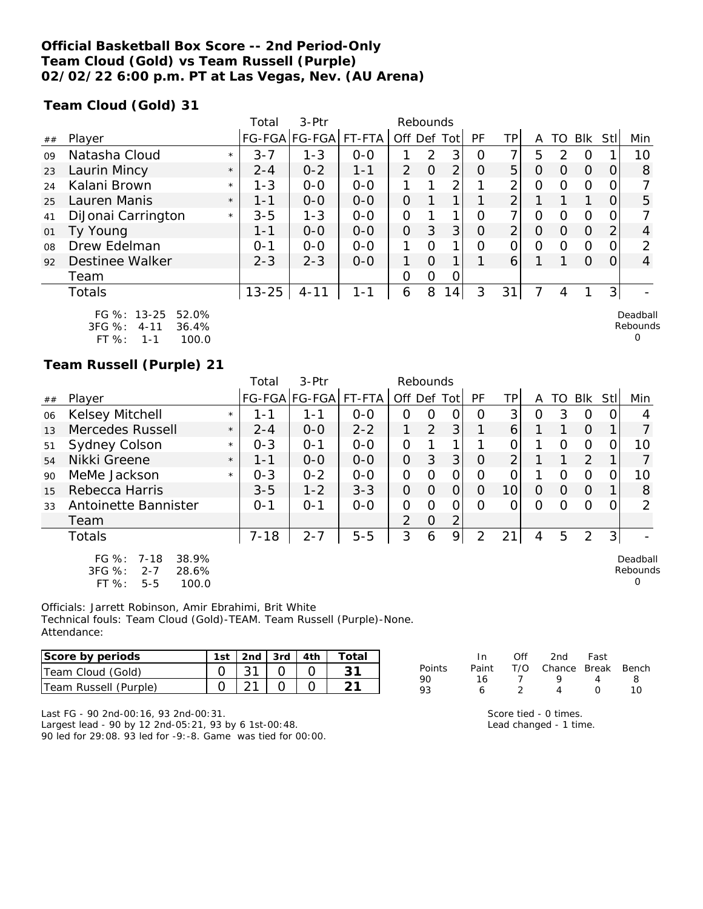**Official Basketball Box Score -- 2nd Period-Only**
**Team Cloud (Gold) vs Team Russell (Purple)**
**02/02/22 6:00 p.m. PT at Las Vegas, Nev. (AU Arena)**

**Team Cloud (Gold) 31**

| ## | Player | | Total FG-FGA | 3-Ptr FG-FGA | FT-FTA | Rebounds Off | Def | Tot | PF | TP | A | TO | Blk | Stl | Min |
|---|---|---|---|---|---|---|---|---|---|---|---|---|---|---|---|
| 09 | Natasha Cloud | * | 3-7 | 1-3 | 0-0 | 1 | 2 | 3 | 0 | 7 | 5 | 2 | 0 | 1 | 10 |
| 23 | Laurin Mincy | * | 2-4 | 0-2 | 1-1 | 2 | 0 | 2 | 0 | 5 | 0 | 0 | 0 | 0 | 8 |
| 24 | Kalani Brown | * | 1-3 | 0-0 | 0-0 | 1 | 1 | 2 | 1 | 2 | 0 | 0 | 0 | 0 | 7 |
| 25 | Lauren Manis | * | 1-1 | 0-0 | 0-0 | 0 | 1 | 1 | 1 | 2 | 1 | 1 | 1 | 0 | 5 |
| 41 | DiJonai Carrington | * | 3-5 | 1-3 | 0-0 | 0 | 1 | 1 | 0 | 7 | 0 | 0 | 0 | 0 | 7 |
| 01 | Ty Young | | 1-1 | 0-0 | 0-0 | 0 | 3 | 3 | 0 | 2 | 0 | 0 | 0 | 2 | 4 |
| 08 | Drew Edelman | | 0-1 | 0-0 | 0-0 | 1 | 0 | 1 | 0 | 0 | 0 | 0 | 0 | 0 | 2 |
| 92 | Destinee Walker | | 2-3 | 2-3 | 0-0 | 1 | 0 | 1 | 1 | 6 | 1 | 1 | 0 | 0 | 4 |
| | Team | | | | | 0 | 0 | 0 | | | | | | | |
| | Totals | | 13-25 | 4-11 | 1-1 | 6 | 8 | 14 | 3 | 31 | 7 | 4 | 1 | 3 | - |

FG %: 13-25 52.0%
3FG %: 4-11 36.4%
FT %: 1-1 100.0

Deadball Rebounds 0

**Team Russell (Purple) 21**

| ## | Player | | Total FG-FGA | 3-Ptr FG-FGA | FT-FTA | Rebounds Off | Def | Tot | PF | TP | A | TO | Blk | Stl | Min |
|---|---|---|---|---|---|---|---|---|---|---|---|---|---|---|---|
| 06 | Kelsey Mitchell | * | 1-1 | 1-1 | 0-0 | 0 | 0 | 0 | 0 | 3 | 0 | 3 | 0 | 0 | 4 |
| 13 | Mercedes Russell | * | 2-4 | 0-0 | 2-2 | 1 | 2 | 3 | 1 | 6 | 1 | 1 | 0 | 1 | 7 |
| 51 | Sydney Colson | * | 0-3 | 0-1 | 0-0 | 0 | 1 | 1 | 1 | 0 | 1 | 0 | 0 | 0 | 10 |
| 54 | Nikki Greene | * | 1-1 | 0-0 | 0-0 | 0 | 3 | 3 | 0 | 2 | 1 | 1 | 2 | 1 | 7 |
| 90 | MeMe Jackson | * | 0-3 | 0-2 | 0-0 | 0 | 0 | 0 | 0 | 0 | 1 | 0 | 0 | 0 | 10 |
| 15 | Rebecca Harris | | 3-5 | 1-2 | 3-3 | 0 | 0 | 0 | 0 | 10 | 0 | 0 | 0 | 1 | 8 |
| 33 | Antoinette Bannister | | 0-1 | 0-1 | 0-0 | 0 | 0 | 0 | 0 | 0 | 0 | 0 | 0 | 0 | 2 |
| | Team | | | | | 2 | 0 | 2 | | | | | | | |
| | Totals | | 7-18 | 2-7 | 5-5 | 3 | 6 | 9 | 2 | 21 | 4 | 5 | 2 | 3 | - |

FG %: 7-18 38.9%
3FG %: 2-7 28.6%
FT %: 5-5 100.0

Deadball Rebounds 0

Officials: Jarrett Robinson, Amir Ebrahimi, Brit White
Technical fouls: Team Cloud (Gold)-TEAM. Team Russell (Purple)-None.
Attendance:

| Score by periods | 1st | 2nd | 3rd | 4th | Total |
|---|---|---|---|---|---|
| Team Cloud (Gold) | 0 | 31 | 0 | 0 | 31 |
| Team Russell (Purple) | 0 | 21 | 0 | 0 | 21 |

| Points | In Paint | Off T/O | 2nd Chance | Fast Break | Bench |
|---|---|---|---|---|---|
| 90 | 16 | 7 | 9 | 4 | 8 |
| 93 | 6 | 2 | 4 | 0 | 10 |

Last FG - 90 2nd-00:16, 93 2nd-00:31.
Largest lead - 90 by 12 2nd-05:21, 93 by 6 1st-00:48.
90 led for 29:08. 93 led for -9:-8. Game was tied for 00:00.

Score tied - 0 times.
Lead changed - 1 time.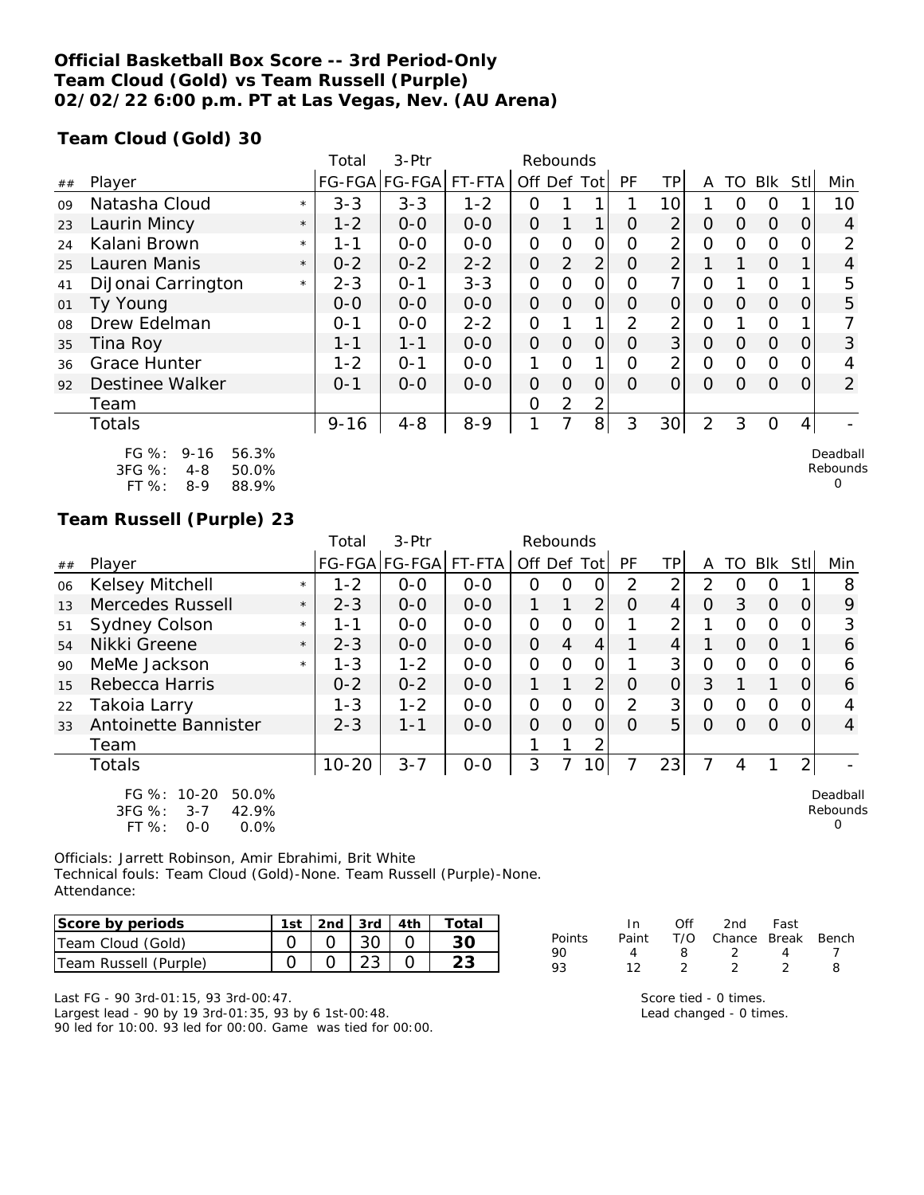**Official Basketball Box Score -- 3rd Period-Only**
**Team Cloud (Gold) vs Team Russell (Purple)**
**02/02/22 6:00 p.m. PT at Las Vegas, Nev. (AU Arena)**

**Team Cloud (Gold) 30**

| ## | Player | | Total FG-FGA | 3-Ptr FG-FGA | FT-FTA | Rebounds Off | Def | Tot | PF | TP | A | TO | Blk | Stl | Min |
|---|---|---|---|---|---|---|---|---|---|---|---|---|---|---|---|
| 09 | Natasha Cloud | * | 3-3 | 3-3 | 1-2 | 0 | 1 | 1 | 1 | 10 | 1 | 0 | 0 | 1 | 10 |
| 23 | Laurin Mincy | * | 1-2 | 0-0 | 0-0 | 0 | 1 | 1 | 0 | 2 | 0 | 0 | 0 | 0 | 4 |
| 24 | Kalani Brown | * | 1-1 | 0-0 | 0-0 | 0 | 0 | 0 | 0 | 2 | 0 | 0 | 0 | 0 | 2 |
| 25 | Lauren Manis | * | 0-2 | 0-2 | 2-2 | 0 | 2 | 2 | 0 | 2 | 1 | 1 | 0 | 1 | 4 |
| 41 | DiJonai Carrington | * | 2-3 | 0-1 | 3-3 | 0 | 0 | 0 | 0 | 7 | 0 | 1 | 0 | 1 | 5 |
| 01 | Ty Young | | 0-0 | 0-0 | 0-0 | 0 | 0 | 0 | 0 | 0 | 0 | 0 | 0 | 0 | 5 |
| 08 | Drew Edelman | | 0-1 | 0-0 | 2-2 | 0 | 1 | 1 | 2 | 2 | 0 | 1 | 0 | 1 | 7 |
| 35 | Tina Roy | | 1-1 | 1-1 | 0-0 | 0 | 0 | 0 | 0 | 3 | 0 | 0 | 0 | 0 | 3 |
| 36 | Grace Hunter | | 1-2 | 0-1 | 0-0 | 1 | 0 | 1 | 0 | 2 | 0 | 0 | 0 | 0 | 4 |
| 92 | Destinee Walker | | 0-1 | 0-0 | 0-0 | 0 | 0 | 0 | 0 | 0 | 0 | 0 | 0 | 0 | 2 |
| | Team | | | | | 0 | 2 | 2 | | | | | | | |
| | Totals | | 9-16 | 4-8 | 8-9 | 1 | 7 | 8 | 3 | 30 | 2 | 3 | 0 | 4 | - |

FG %: 9-16 56.3%
3FG %: 4-8 50.0%
FT %: 8-9 88.9%

Deadball Rebounds 0

**Team Russell (Purple) 23**

| ## | Player | | Total FG-FGA | 3-Ptr FG-FGA | FT-FTA | Rebounds Off | Def | Tot | PF | TP | A | TO | Blk | Stl | Min |
|---|---|---|---|---|---|---|---|---|---|---|---|---|---|---|---|
| 06 | Kelsey Mitchell | * | 1-2 | 0-0 | 0-0 | 0 | 0 | 0 | 2 | 2 | 2 | 0 | 0 | 1 | 8 |
| 13 | Mercedes Russell | * | 2-3 | 0-0 | 0-0 | 1 | 1 | 2 | 0 | 4 | 0 | 3 | 0 | 0 | 9 |
| 51 | Sydney Colson | * | 1-1 | 0-0 | 0-0 | 0 | 0 | 0 | 1 | 2 | 1 | 0 | 0 | 0 | 3 |
| 54 | Nikki Greene | * | 2-3 | 0-0 | 0-0 | 0 | 4 | 4 | 1 | 4 | 1 | 0 | 0 | 1 | 6 |
| 90 | MeMe Jackson | * | 1-3 | 1-2 | 0-0 | 0 | 0 | 0 | 1 | 3 | 0 | 0 | 0 | 0 | 6 |
| 15 | Rebecca Harris | | 0-2 | 0-2 | 0-0 | 1 | 1 | 2 | 0 | 0 | 3 | 1 | 1 | 0 | 6 |
| 22 | Takoia Larry | | 1-3 | 1-2 | 0-0 | 0 | 0 | 0 | 2 | 3 | 0 | 0 | 0 | 0 | 4 |
| 33 | Antoinette Bannister | | 2-3 | 1-1 | 0-0 | 0 | 0 | 0 | 0 | 5 | 0 | 0 | 0 | 0 | 4 |
| | Team | | | | | 1 | 1 | 2 | | | | | | | |
| | Totals | | 10-20 | 3-7 | 0-0 | 3 | 7 | 10 | 7 | 23 | 7 | 4 | 1 | 2 | - |

FG %: 10-20 50.0%
3FG %: 3-7 42.9%
FT %: 0-0 0.0%

Deadball Rebounds 0

Officials: Jarrett Robinson, Amir Ebrahimi, Brit White
Technical fouls: Team Cloud (Gold)-None. Team Russell (Purple)-None.
Attendance:

| Score by periods | 1st | 2nd | 3rd | 4th | Total |
|---|---|---|---|---|---|
| Team Cloud (Gold) | 0 | 0 | 30 | 0 | 30 |
| Team Russell (Purple) | 0 | 0 | 23 | 0 | 23 |

| Points | In Paint | Off T/O | 2nd Chance | Fast Break | Bench |
|---|---|---|---|---|---|
| 90 | 4 | 8 | 2 | 4 | 7 |
| 93 | 12 | 2 | 2 | 2 | 8 |

Last FG - 90 3rd-01:15, 93 3rd-00:47.
Largest lead - 90 by 19 3rd-01:35, 93 by 6 1st-00:48.
90 led for 10:00. 93 led for 00:00. Game was tied for 00:00.

Score tied - 0 times.
Lead changed - 0 times.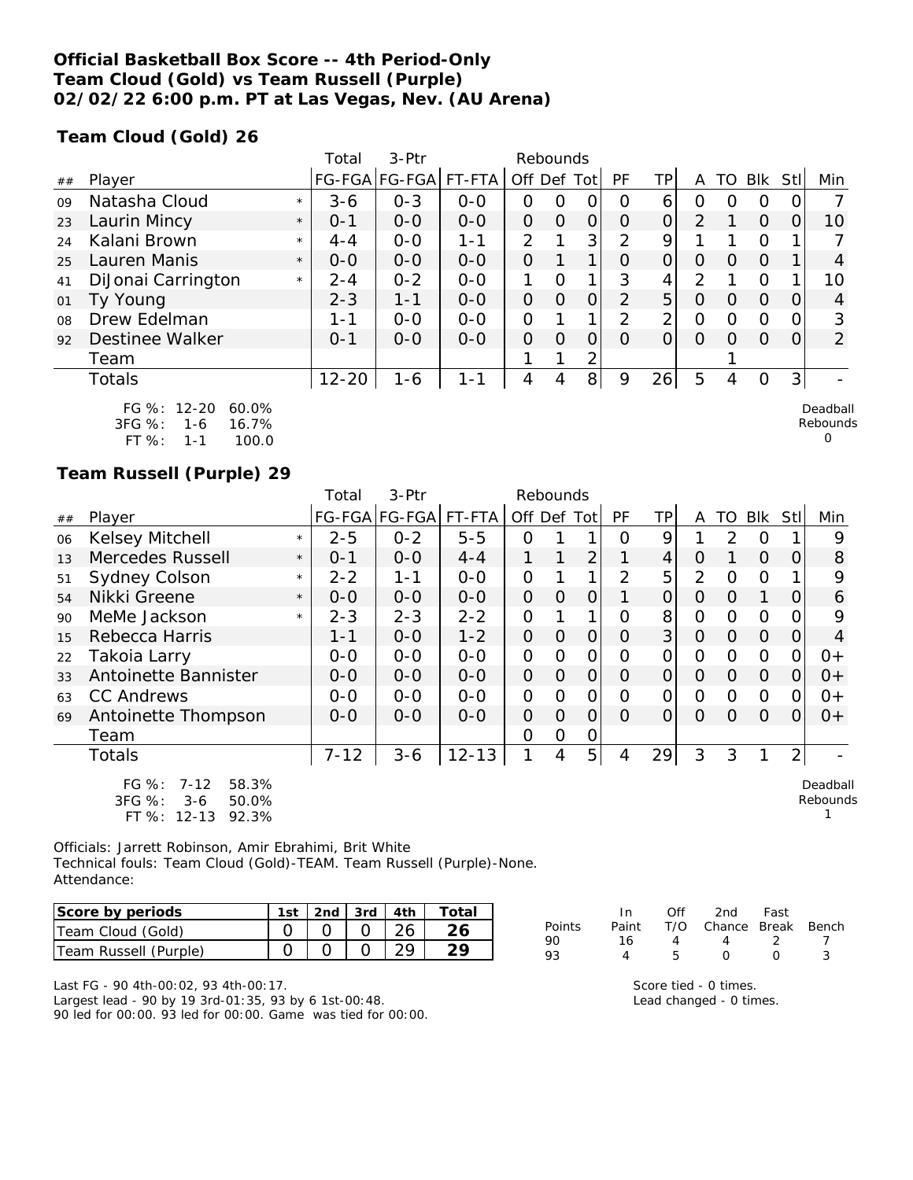**Official Basketball Box Score -- 4th Period-Only**
**Team Cloud (Gold) vs Team Russell (Purple)**
**02/02/22 6:00 p.m. PT at Las Vegas, Nev. (AU Arena)**

**Team Cloud (Gold) 26**

| ## | Player | | Total FG-FGA | 3-Ptr FG-FGA | FT-FTA | Rebounds Off | Def | Tot | PF | TP | A | TO | Blk | Stl | Min |
|---|---|---|---|---|---|---|---|---|---|---|---|---|---|---|---|
| 09 | Natasha Cloud | * | 3-6 | 0-3 | 0-0 | 0 | 0 | 0 | 0 | 6 | 0 | 0 | 0 | 0 | 7 |
| 23 | Laurin Mincy | * | 0-1 | 0-0 | 0-0 | 0 | 0 | 0 | 0 | 0 | 2 | 1 | 0 | 0 | 10 |
| 24 | Kalani Brown | * | 4-4 | 0-0 | 1-1 | 2 | 1 | 3 | 2 | 9 | 1 | 1 | 0 | 1 | 7 |
| 25 | Lauren Manis | * | 0-0 | 0-0 | 0-0 | 0 | 1 | 1 | 0 | 0 | 0 | 0 | 0 | 1 | 4 |
| 41 | DiJonai Carrington | * | 2-4 | 0-2 | 0-0 | 1 | 0 | 1 | 3 | 4 | 2 | 1 | 0 | 1 | 10 |
| 01 | Ty Young | | 2-3 | 1-1 | 0-0 | 0 | 0 | 0 | 2 | 5 | 0 | 0 | 0 | 0 | 4 |
| 08 | Drew Edelman | | 1-1 | 0-0 | 0-0 | 0 | 1 | 1 | 2 | 2 | 0 | 0 | 0 | 0 | 3 |
| 92 | Destinee Walker | | 0-1 | 0-0 | 0-0 | 0 | 0 | 0 | 0 | 0 | 0 | 0 | 0 | 0 | 2 |
| | Team | | | | | 1 | 1 | 2 | | | | 1 | | | |
| | Totals | | 12-20 | 1-6 | 1-1 | 4 | 4 | 8 | 9 | 26 | 5 | 4 | 0 | 3 | - |

FG %: 12-20 60.0%
3FG %: 1-6 16.7%
FT %: 1-1 100.0

Deadball Rebounds 0

**Team Russell (Purple) 29**

| ## | Player | | Total FG-FGA | 3-Ptr FG-FGA | FT-FTA | Rebounds Off | Def | Tot | PF | TP | A | TO | Blk | Stl | Min |
|---|---|---|---|---|---|---|---|---|---|---|---|---|---|---|---|
| 06 | Kelsey Mitchell | * | 2-5 | 0-2 | 5-5 | 0 | 1 | 1 | 0 | 9 | 1 | 2 | 0 | 1 | 9 |
| 13 | Mercedes Russell | * | 0-1 | 0-0 | 4-4 | 1 | 1 | 2 | 1 | 4 | 0 | 1 | 0 | 0 | 8 |
| 51 | Sydney Colson | * | 2-2 | 1-1 | 0-0 | 0 | 1 | 1 | 2 | 5 | 2 | 0 | 0 | 1 | 9 |
| 54 | Nikki Greene | * | 0-0 | 0-0 | 0-0 | 0 | 0 | 0 | 1 | 0 | 0 | 0 | 1 | 0 | 6 |
| 90 | MeMe Jackson | * | 2-3 | 2-3 | 2-2 | 0 | 1 | 1 | 0 | 8 | 0 | 0 | 0 | 0 | 9 |
| 15 | Rebecca Harris | | 1-1 | 0-0 | 1-2 | 0 | 0 | 0 | 0 | 3 | 0 | 0 | 0 | 0 | 4 |
| 22 | Takoia Larry | | 0-0 | 0-0 | 0-0 | 0 | 0 | 0 | 0 | 0 | 0 | 0 | 0 | 0 | 0+ |
| 33 | Antoinette Bannister | | 0-0 | 0-0 | 0-0 | 0 | 0 | 0 | 0 | 0 | 0 | 0 | 0 | 0 | 0+ |
| 63 | CC Andrews | | 0-0 | 0-0 | 0-0 | 0 | 0 | 0 | 0 | 0 | 0 | 0 | 0 | 0 | 0+ |
| 69 | Antoinette Thompson | | 0-0 | 0-0 | 0-0 | 0 | 0 | 0 | 0 | 0 | 0 | 0 | 0 | 0 | 0+ |
| | Team | | | | | 0 | 0 | 0 | | | | | | | |
| | Totals | | 7-12 | 3-6 | 12-13 | 1 | 4 | 5 | 4 | 29 | 3 | 3 | 1 | 2 | - |

FG %: 7-12 58.3%
3FG %: 3-6 50.0%
FT %: 12-13 92.3%

Deadball Rebounds 1

Officials: Jarrett Robinson, Amir Ebrahimi, Brit White
Technical fouls: Team Cloud (Gold)-TEAM. Team Russell (Purple)-None.
Attendance:

| Score by periods | 1st | 2nd | 3rd | 4th | Total |
|---|---|---|---|---|---|
| Team Cloud (Gold) | 0 | 0 | 0 | 26 | 26 |
| Team Russell (Purple) | 0 | 0 | 0 | 29 | 29 |

| Points | In Paint | Off T/O | 2nd Chance | Fast Break | Bench |
|---|---|---|---|---|---|
| 90 | 16 | 4 | 4 | 2 | 7 |
| 93 | 4 | 5 | 0 | 0 | 3 |

Last FG - 90 4th-00:02, 93 4th-00:17.
Largest lead - 90 by 19 3rd-01:35, 93 by 6 1st-00:48.
90 led for 00:00. 93 led for 00:00. Game was tied for 00:00.

Score tied - 0 times.
Lead changed - 0 times.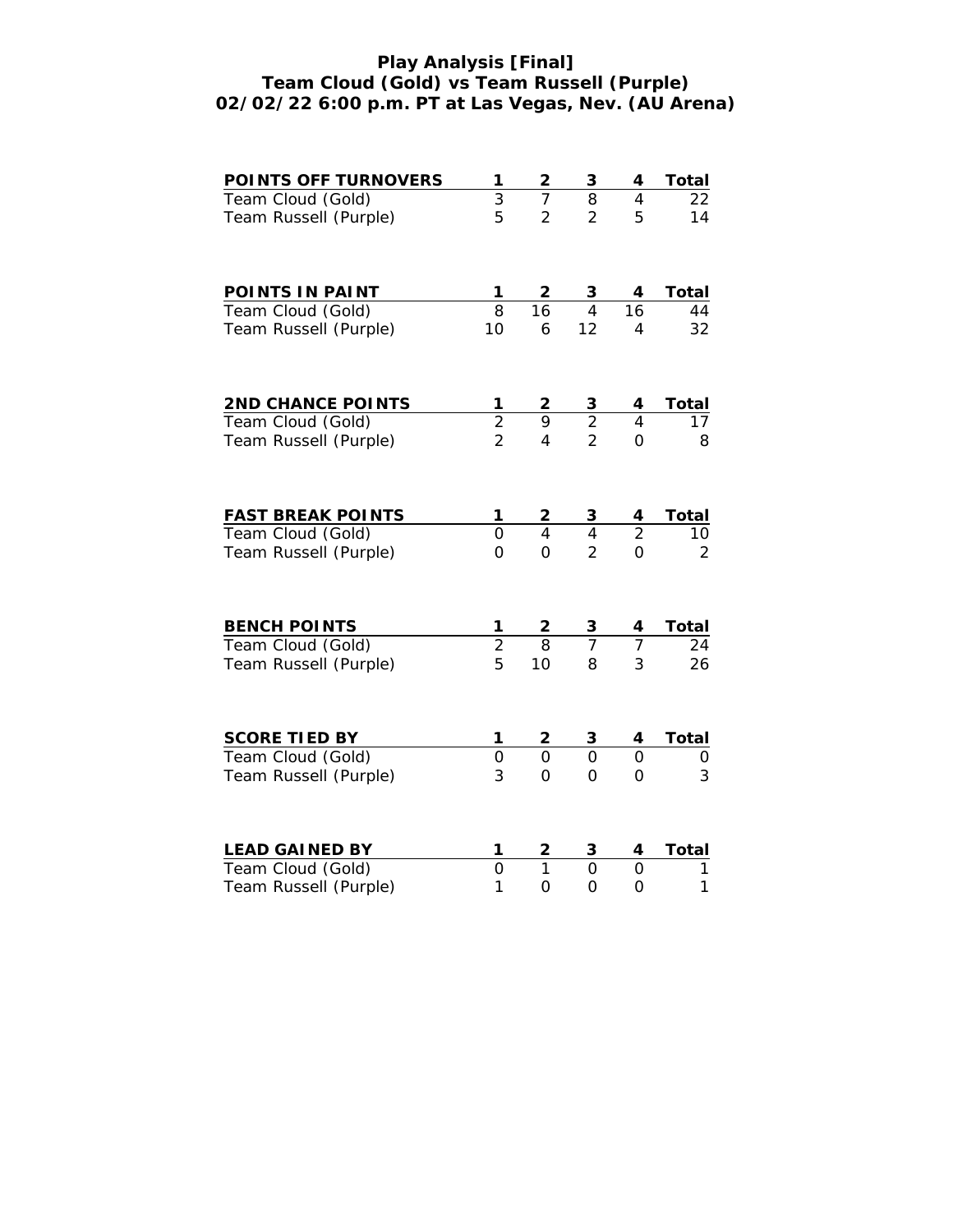# Play Analysis [Final]
## Team Cloud (Gold) vs Team Russell (Purple)
## 02/02/22 6:00 p.m. PT at Las Vegas, Nev. (AU Arena)

| POINTS OFF TURNOVERS | 1 | 2 | 3 | 4 | Total |
|---|---|---|---|---|---|
| Team Cloud (Gold) | 3 | 7 | 8 | 4 | 22 |
| Team Russell (Purple) | 5 | 2 | 2 | 5 | 14 |

| POINTS IN PAINT | 1 | 2 | 3 | 4 | Total |
|---|---|---|---|---|---|
| Team Cloud (Gold) | 8 | 16 | 4 | 16 | 44 |
| Team Russell (Purple) | 10 | 6 | 12 | 4 | 32 |

| 2ND CHANCE POINTS | 1 | 2 | 3 | 4 | Total |
|---|---|---|---|---|---|
| Team Cloud (Gold) | 2 | 9 | 2 | 4 | 17 |
| Team Russell (Purple) | 2 | 4 | 2 | 0 | 8 |

| FAST BREAK POINTS | 1 | 2 | 3 | 4 | Total |
|---|---|---|---|---|---|
| Team Cloud (Gold) | 0 | 4 | 4 | 2 | 10 |
| Team Russell (Purple) | 0 | 0 | 2 | 0 | 2 |

| BENCH POINTS | 1 | 2 | 3 | 4 | Total |
|---|---|---|---|---|---|
| Team Cloud (Gold) | 2 | 8 | 7 | 7 | 24 |
| Team Russell (Purple) | 5 | 10 | 8 | 3 | 26 |

| SCORE TIED BY | 1 | 2 | 3 | 4 | Total |
|---|---|---|---|---|---|
| Team Cloud (Gold) | 0 | 0 | 0 | 0 | 0 |
| Team Russell (Purple) | 3 | 0 | 0 | 0 | 3 |

| LEAD GAINED BY | 1 | 2 | 3 | 4 | Total |
|---|---|---|---|---|---|
| Team Cloud (Gold) | 0 | 1 | 0 | 0 | 1 |
| Team Russell (Purple) | 1 | 0 | 0 | 0 | 1 |